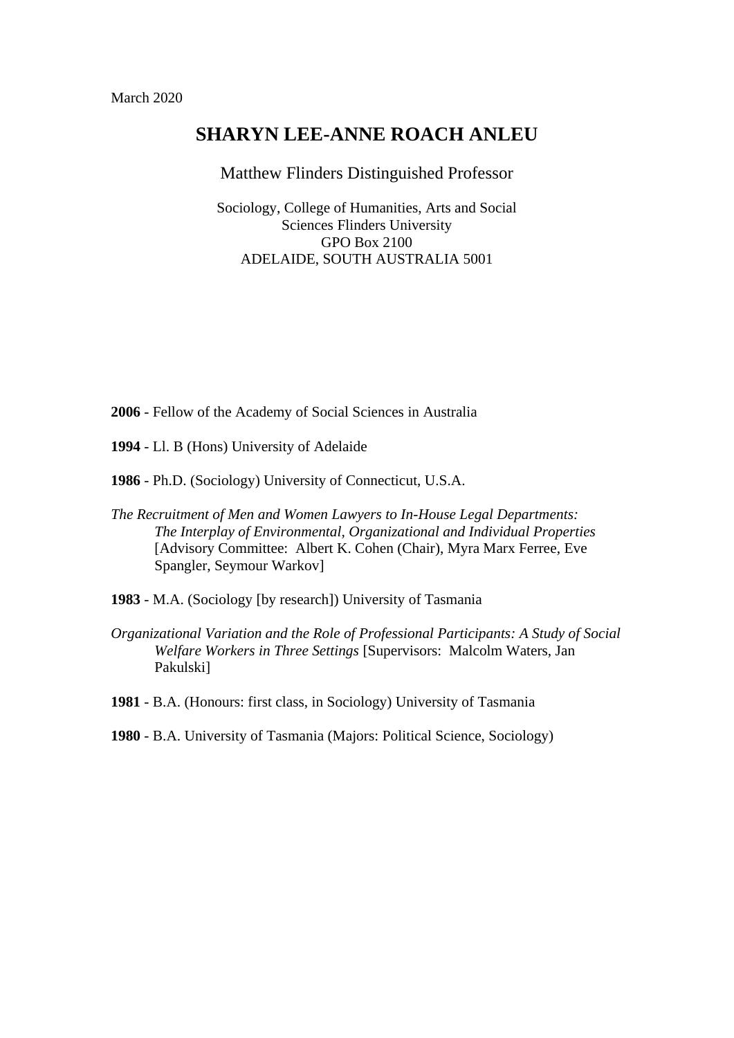March 2020

# SHARYN LEE-ANNE ROACH ANLEU

Matthew Flinders Distinguished Professor

Sociology, College of Humanities, Arts and Social Sciences Flinders University
GPO Box 2100
ADELAIDE, SOUTH AUSTRALIA 5001

**2006** - Fellow of the Academy of Social Sciences in Australia

**1994** - Ll. B (Hons) University of Adelaide

**1986** - Ph.D. (Sociology) University of Connecticut, U.S.A.

*The Recruitment of Men and Women Lawyers to In-House Legal Departments: The Interplay of Environmental, Organizational and Individual Properties* [Advisory Committee: Albert K. Cohen (Chair), Myra Marx Ferree, Eve Spangler, Seymour Warkov]

**1983** - M.A. (Sociology [by research]) University of Tasmania

*Organizational Variation and the Role of Professional Participants: A Study of Social Welfare Workers in Three Settings* [Supervisors: Malcolm Waters, Jan Pakulski]

**1981** - B.A. (Honours: first class, in Sociology) University of Tasmania

**1980** - B.A. University of Tasmania (Majors: Political Science, Sociology)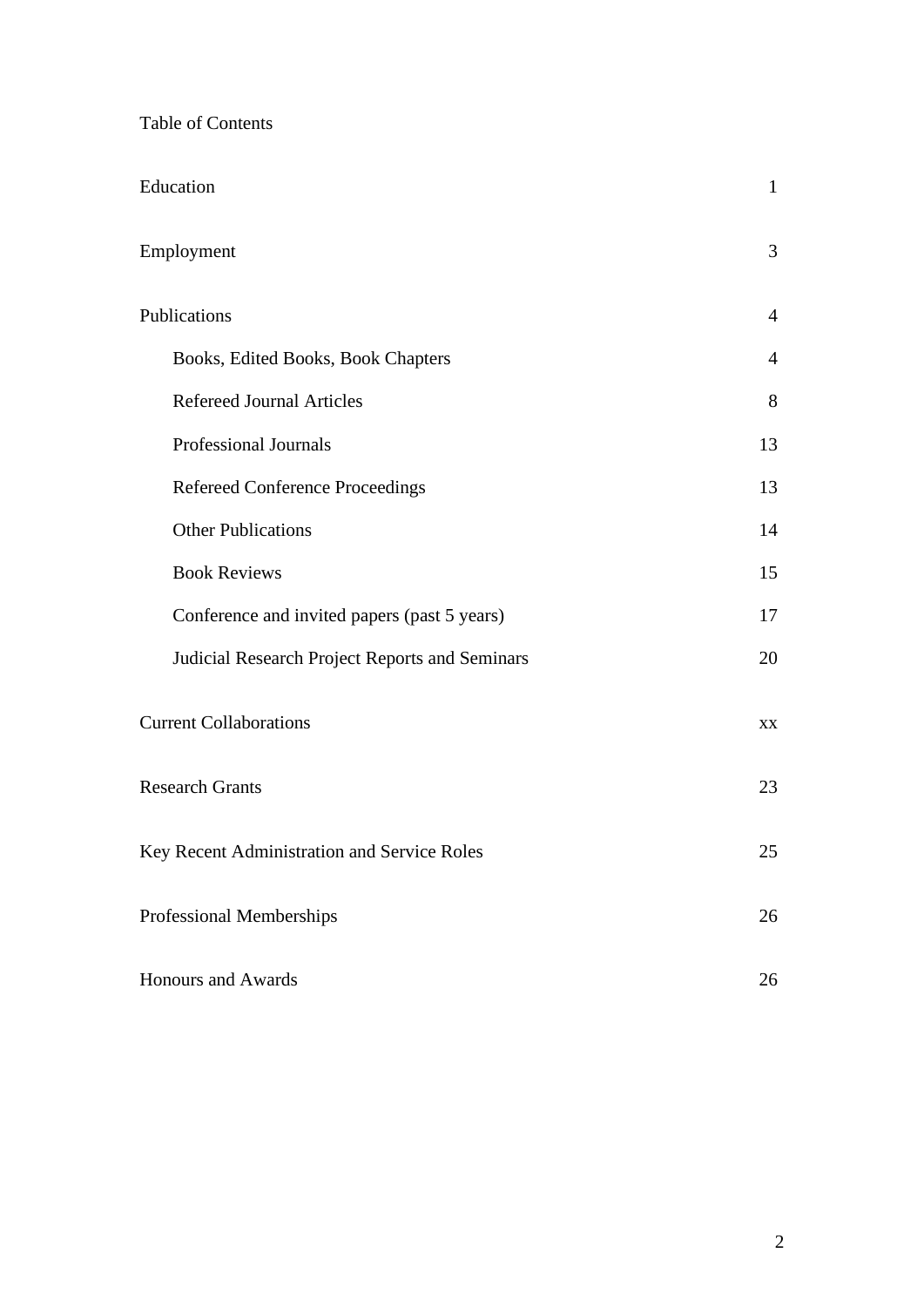# Table of Contents

| | |
|---|---|
| Education | 1 |
| Employment | 3 |
| Publications | 4 |
| Books, Edited Books, Book Chapters | 4 |
| Refereed Journal Articles | 8 |
| Professional Journals | 13 |
| Refereed Conference Proceedings | 13 |
| Other Publications | 14 |
| Book Reviews | 15 |
| Conference and invited papers (past 5 years) | 17 |
| Judicial Research Project Reports and Seminars | 20 |
| Current Collaborations | xx |
| Research Grants | 23 |
| Key Recent Administration and Service Roles | 25 |
| Professional Memberships | 26 |
| Honours and Awards | 26 |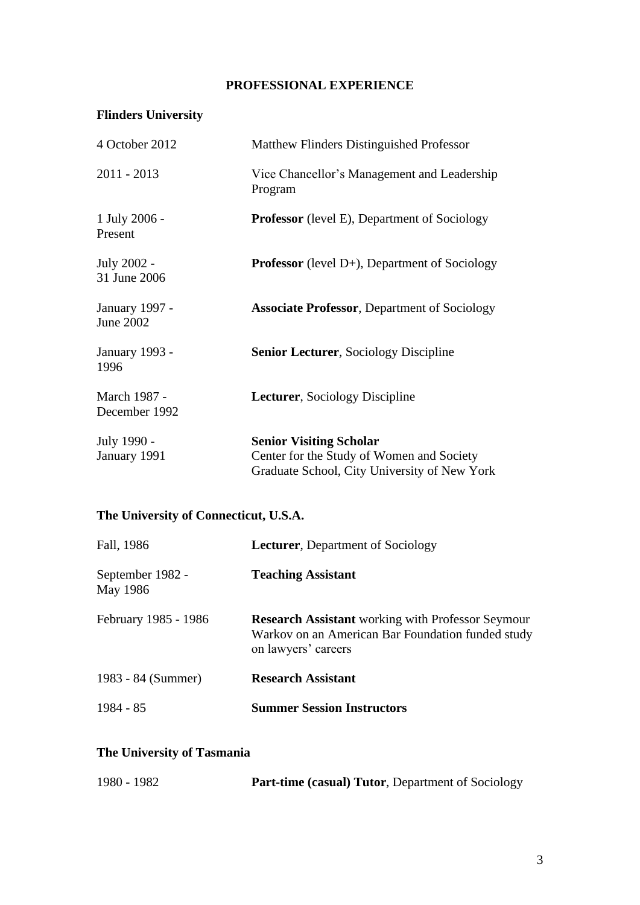# PROFESSIONAL EXPERIENCE

## Flinders University

| | |
|---|---|
| 4 October 2012 | Matthew Flinders Distinguished Professor |
| 2011 - 2013 | Vice Chancellor's Management and Leadership Program |
| 1 July 2006 - Present | **Professor** (level E), Department of Sociology |
| July 2002 - 31 June 2006 | **Professor** (level D+), Department of Sociology |
| January 1997 - June 2002 | **Associate Professor**, Department of Sociology |
| January 1993 - 1996 | **Senior Lecturer**, Sociology Discipline |
| March 1987 - December 1992 | **Lecturer**, Sociology Discipline |
| July 1990 - January 1991 | **Senior Visiting Scholar** Center for the Study of Women and Society Graduate School, City University of New York |

## The University of Connecticut, U.S.A.

| | |
|---|---|
| Fall, 1986 | **Lecturer**, Department of Sociology |
| September 1982 - May 1986 | **Teaching Assistant** |
| February 1985 - 1986 | **Research Assistant** working with Professor Seymour Warkov on an American Bar Foundation funded study on lawyers' careers |
| 1983 - 84 (Summer) | **Research Assistant** |
| 1984 - 85 | **Summer Session Instructors** |

## The University of Tasmania

| | |
|---|---|
| 1980 - 1982 | **Part-time (casual) Tutor**, Department of Sociology |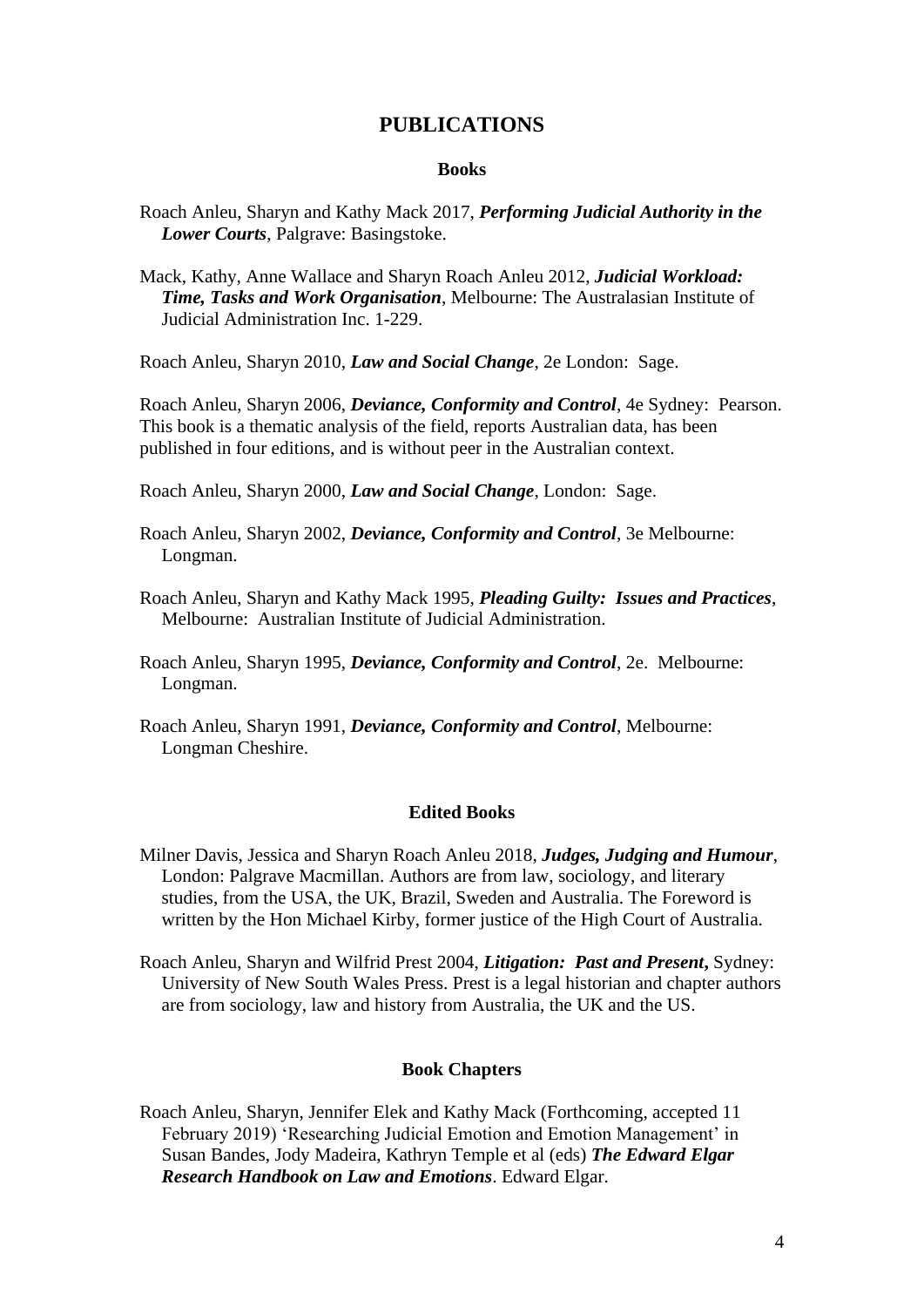## PUBLICATIONS

### Books

Roach Anleu, Sharyn and Kathy Mack 2017, ***Performing Judicial Authority in the Lower Courts***, Palgrave: Basingstoke.

Mack, Kathy, Anne Wallace and Sharyn Roach Anleu 2012, ***Judicial Workload: Time, Tasks and Work Organisation***, Melbourne: The Australasian Institute of Judicial Administration Inc. 1-229.

Roach Anleu, Sharyn 2010, ***Law and Social Change***, 2e London: Sage.

Roach Anleu, Sharyn 2006, ***Deviance, Conformity and Control***, 4e Sydney: Pearson. This book is a thematic analysis of the field, reports Australian data, has been published in four editions, and is without peer in the Australian context.

Roach Anleu, Sharyn 2000, ***Law and Social Change***, London: Sage.

Roach Anleu, Sharyn 2002, ***Deviance, Conformity and Control***, 3e Melbourne: Longman.

Roach Anleu, Sharyn and Kathy Mack 1995, ***Pleading Guilty: Issues and Practices***, Melbourne: Australian Institute of Judicial Administration.

Roach Anleu, Sharyn 1995, ***Deviance, Conformity and Control***, 2e. Melbourne: Longman.

Roach Anleu, Sharyn 1991, ***Deviance, Conformity and Control***, Melbourne: Longman Cheshire.

### Edited Books

Milner Davis, Jessica and Sharyn Roach Anleu 2018, ***Judges, Judging and Humour***, London: Palgrave Macmillan. Authors are from law, sociology, and literary studies, from the USA, the UK, Brazil, Sweden and Australia. The Foreword is written by the Hon Michael Kirby, former justice of the High Court of Australia.

Roach Anleu, Sharyn and Wilfrid Prest 2004, ***Litigation: Past and Present*,** Sydney: University of New South Wales Press. Prest is a legal historian and chapter authors are from sociology, law and history from Australia, the UK and the US.

### Book Chapters

Roach Anleu, Sharyn, Jennifer Elek and Kathy Mack (Forthcoming, accepted 11 February 2019) 'Researching Judicial Emotion and Emotion Management' in Susan Bandes, Jody Madeira, Kathryn Temple et al (eds) ***The Edward Elgar Research Handbook on Law and Emotions***. Edward Elgar.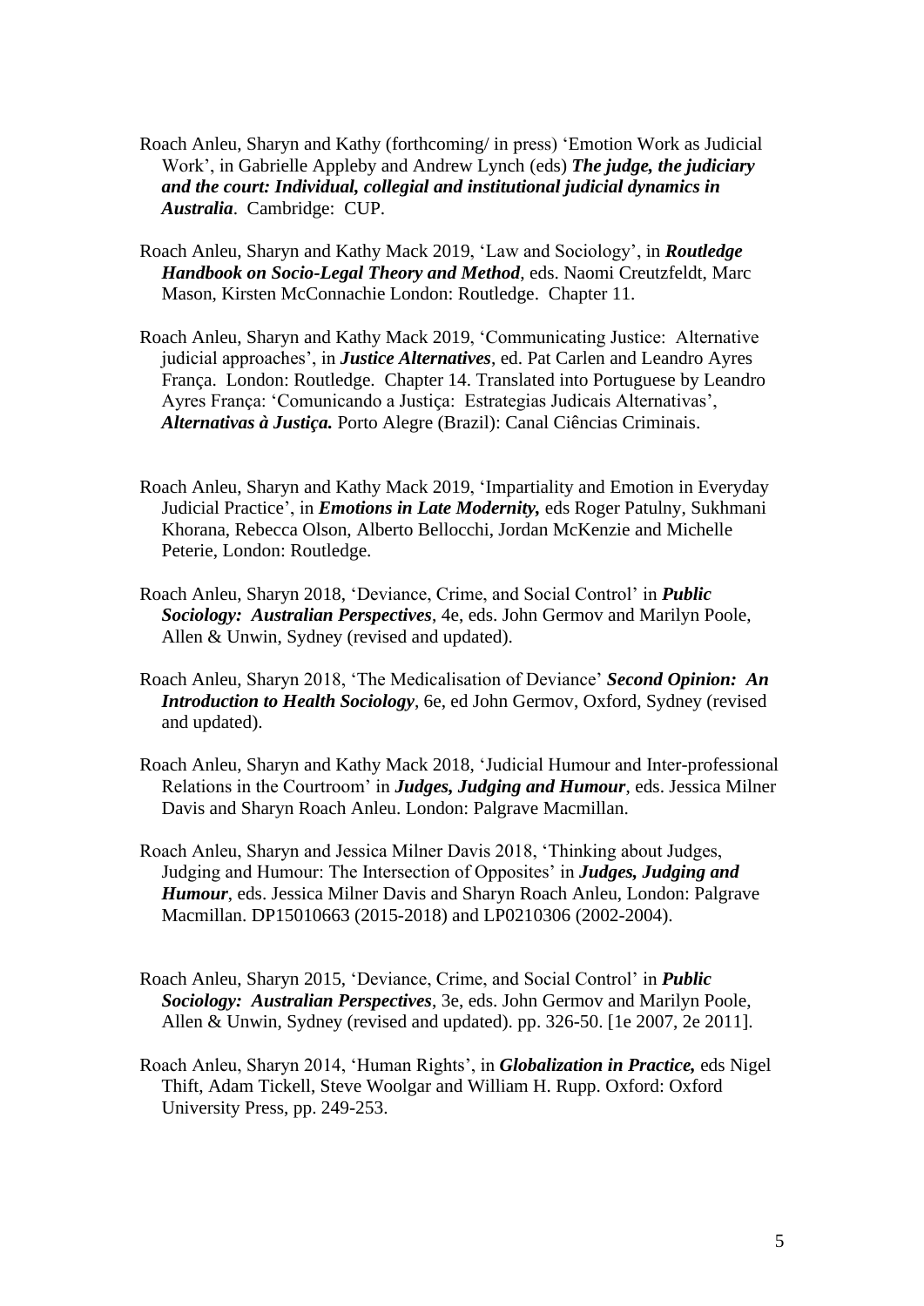Roach Anleu, Sharyn and Kathy (forthcoming/ in press) 'Emotion Work as Judicial Work', in Gabrielle Appleby and Andrew Lynch (eds) ***The judge, the judiciary and the court: Individual, collegial and institutional judicial dynamics in Australia***. Cambridge: CUP.

Roach Anleu, Sharyn and Kathy Mack 2019, 'Law and Sociology', in ***Routledge Handbook on Socio-Legal Theory and Method***, eds. Naomi Creutzfeldt, Marc Mason, Kirsten McConnachie London: Routledge. Chapter 11.

Roach Anleu, Sharyn and Kathy Mack 2019, 'Communicating Justice: Alternative judicial approaches', in ***Justice Alternatives***, ed. Pat Carlen and Leandro Ayres França. London: Routledge. Chapter 14. Translated into Portuguese by Leandro Ayres França: 'Comunicando a Justiça: Estrategias Judicais Alternativas', ***Alternativas à Justiça.*** Porto Alegre (Brazil): Canal Ciências Criminais.

Roach Anleu, Sharyn and Kathy Mack 2019, 'Impartiality and Emotion in Everyday Judicial Practice', in ***Emotions in Late Modernity,*** eds Roger Patulny, Sukhmani Khorana, Rebecca Olson, Alberto Bellocchi, Jordan McKenzie and Michelle Peterie, London: Routledge.

Roach Anleu, Sharyn 2018, 'Deviance, Crime, and Social Control' in ***Public Sociology: Australian Perspectives***, 4e, eds. John Germov and Marilyn Poole, Allen & Unwin, Sydney (revised and updated).

Roach Anleu, Sharyn 2018, 'The Medicalisation of Deviance' ***Second Opinion: An Introduction to Health Sociology***, 6e, ed John Germov, Oxford, Sydney (revised and updated).

Roach Anleu, Sharyn and Kathy Mack 2018, 'Judicial Humour and Inter-professional Relations in the Courtroom' in ***Judges, Judging and Humour***, eds. Jessica Milner Davis and Sharyn Roach Anleu. London: Palgrave Macmillan.

Roach Anleu, Sharyn and Jessica Milner Davis 2018, 'Thinking about Judges, Judging and Humour: The Intersection of Opposites' in ***Judges, Judging and Humour***, eds. Jessica Milner Davis and Sharyn Roach Anleu, London: Palgrave Macmillan. DP15010663 (2015-2018) and LP0210306 (2002-2004).

Roach Anleu, Sharyn 2015, 'Deviance, Crime, and Social Control' in ***Public Sociology: Australian Perspectives***, 3e, eds. John Germov and Marilyn Poole, Allen & Unwin, Sydney (revised and updated). pp. 326-50. [1e 2007, 2e 2011].

Roach Anleu, Sharyn 2014, 'Human Rights', in ***Globalization in Practice,*** eds Nigel Thift, Adam Tickell, Steve Woolgar and William H. Rupp. Oxford: Oxford University Press, pp. 249-253.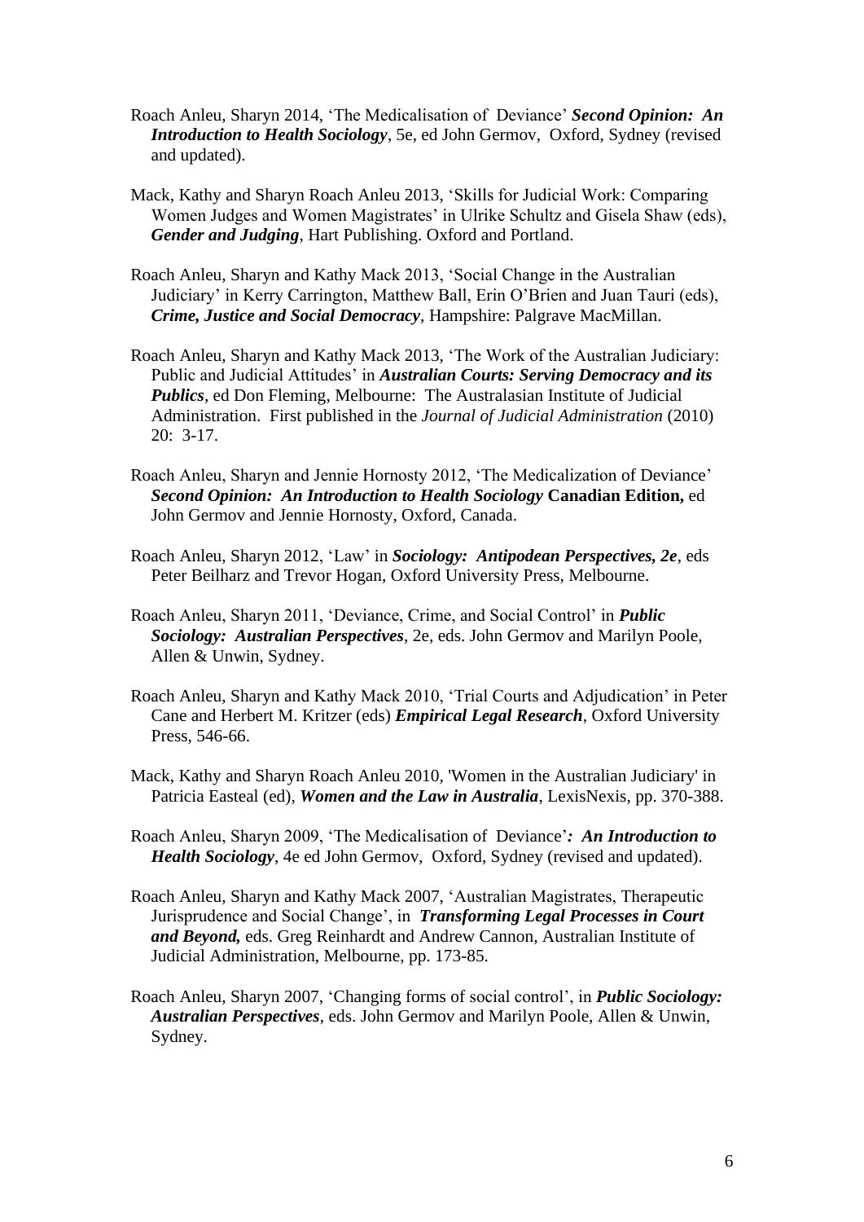Roach Anleu, Sharyn 2014, 'The Medicalisation of Deviance' ***Second Opinion: An Introduction to Health Sociology***, 5e, ed John Germov, Oxford, Sydney (revised and updated).

Mack, Kathy and Sharyn Roach Anleu 2013, 'Skills for Judicial Work: Comparing Women Judges and Women Magistrates' in Ulrike Schultz and Gisela Shaw (eds), ***Gender and Judging***, Hart Publishing. Oxford and Portland.

Roach Anleu, Sharyn and Kathy Mack 2013, 'Social Change in the Australian Judiciary' in Kerry Carrington, Matthew Ball, Erin O'Brien and Juan Tauri (eds), ***Crime, Justice and Social Democracy***, Hampshire: Palgrave MacMillan.

Roach Anleu, Sharyn and Kathy Mack 2013, 'The Work of the Australian Judiciary: Public and Judicial Attitudes' in ***Australian Courts: Serving Democracy and its Publics***, ed Don Fleming, Melbourne: The Australasian Institute of Judicial Administration. First published in the *Journal of Judicial Administration* (2010) 20: 3-17.

Roach Anleu, Sharyn and Jennie Hornosty 2012, 'The Medicalization of Deviance' ***Second Opinion: An Introduction to Health Sociology*** **Canadian Edition,** ed John Germov and Jennie Hornosty, Oxford, Canada.

Roach Anleu, Sharyn 2012, 'Law' in ***Sociology: Antipodean Perspectives, 2e***, eds Peter Beilharz and Trevor Hogan, Oxford University Press, Melbourne.

Roach Anleu, Sharyn 2011, 'Deviance, Crime, and Social Control' in ***Public Sociology: Australian Perspectives***, 2e, eds. John Germov and Marilyn Poole, Allen & Unwin, Sydney.

Roach Anleu, Sharyn and Kathy Mack 2010, 'Trial Courts and Adjudication' in Peter Cane and Herbert M. Kritzer (eds) ***Empirical Legal Research***, Oxford University Press, 546-66.

Mack, Kathy and Sharyn Roach Anleu 2010, 'Women in the Australian Judiciary' in Patricia Easteal (ed), ***Women and the Law in Australia***, LexisNexis, pp. 370-388.

Roach Anleu, Sharyn 2009, 'The Medicalisation of Deviance'***: An Introduction to Health Sociology***, 4e ed John Germov, Oxford, Sydney (revised and updated).

Roach Anleu, Sharyn and Kathy Mack 2007, 'Australian Magistrates, Therapeutic Jurisprudence and Social Change', in ***Transforming Legal Processes in Court and Beyond,*** eds. Greg Reinhardt and Andrew Cannon, Australian Institute of Judicial Administration, Melbourne, pp. 173-85.

Roach Anleu, Sharyn 2007, 'Changing forms of social control', in ***Public Sociology: Australian Perspectives***, eds. John Germov and Marilyn Poole, Allen & Unwin, Sydney.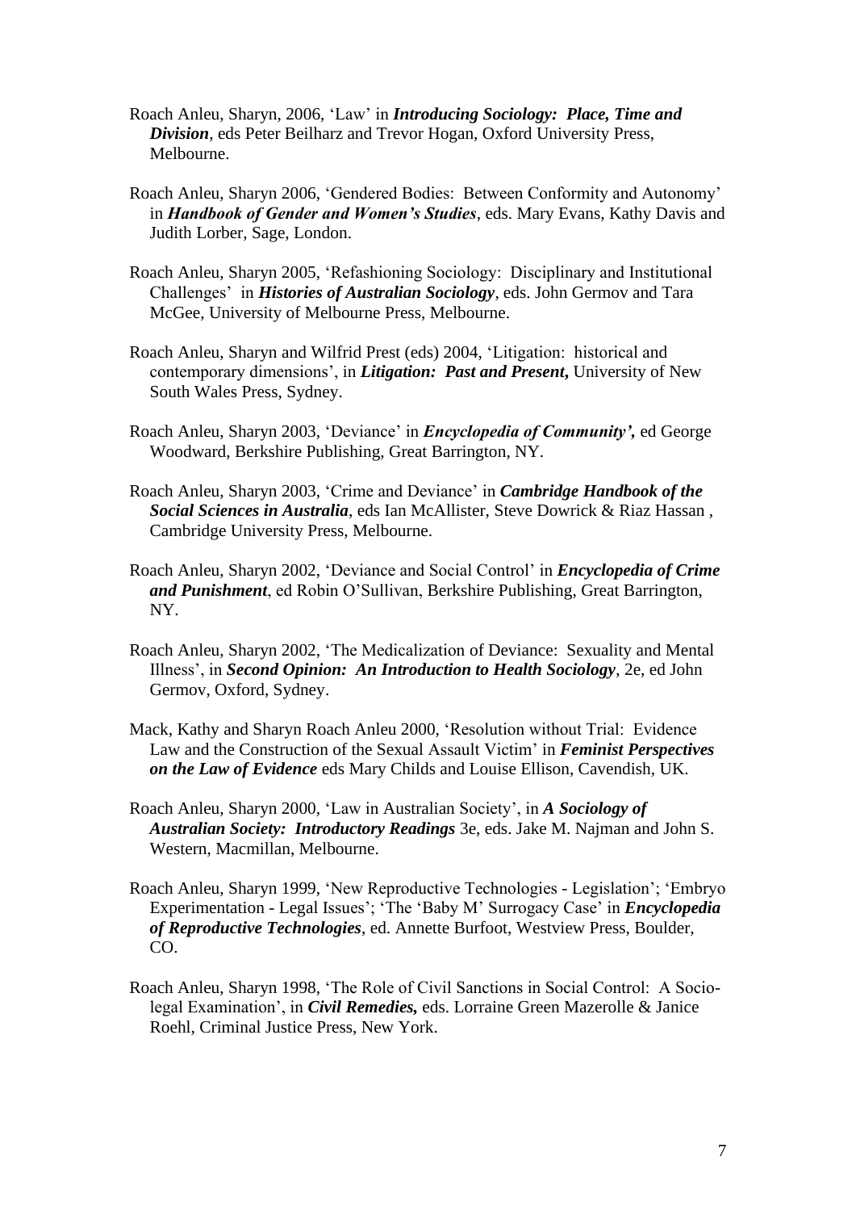Roach Anleu, Sharyn, 2006, 'Law' in ***Introducing Sociology: Place, Time and Division***, eds Peter Beilharz and Trevor Hogan, Oxford University Press, Melbourne.

Roach Anleu, Sharyn 2006, 'Gendered Bodies: Between Conformity and Autonomy' in ***Handbook of Gender and Women's Studies***, eds. Mary Evans, Kathy Davis and Judith Lorber, Sage, London.

Roach Anleu, Sharyn 2005, 'Refashioning Sociology: Disciplinary and Institutional Challenges' in ***Histories of Australian Sociology***, eds. John Germov and Tara McGee, University of Melbourne Press, Melbourne.

Roach Anleu, Sharyn and Wilfrid Prest (eds) 2004, 'Litigation: historical and contemporary dimensions', in ***Litigation: Past and Present,*** University of New South Wales Press, Sydney.

Roach Anleu, Sharyn 2003, 'Deviance' in ***Encyclopedia of Community',*** ed George Woodward, Berkshire Publishing, Great Barrington, NY.

Roach Anleu, Sharyn 2003, 'Crime and Deviance' in ***Cambridge Handbook of the Social Sciences in Australia***, eds Ian McAllister, Steve Dowrick & Riaz Hassan , Cambridge University Press, Melbourne.

Roach Anleu, Sharyn 2002, 'Deviance and Social Control' in ***Encyclopedia of Crime and Punishment***, ed Robin O'Sullivan, Berkshire Publishing, Great Barrington, NY.

Roach Anleu, Sharyn 2002, 'The Medicalization of Deviance: Sexuality and Mental Illness', in ***Second Opinion: An Introduction to Health Sociology***, 2e, ed John Germov, Oxford, Sydney.

Mack, Kathy and Sharyn Roach Anleu 2000, 'Resolution without Trial: Evidence Law and the Construction of the Sexual Assault Victim' in ***Feminist Perspectives on the Law of Evidence*** eds Mary Childs and Louise Ellison, Cavendish, UK.

Roach Anleu, Sharyn 2000, 'Law in Australian Society', in ***A Sociology of Australian Society: Introductory Readings*** 3e, eds. Jake M. Najman and John S. Western, Macmillan, Melbourne.

Roach Anleu, Sharyn 1999, 'New Reproductive Technologies - Legislation'; 'Embryo Experimentation - Legal Issues'; 'The 'Baby M' Surrogacy Case' in ***Encyclopedia of Reproductive Technologies***, ed. Annette Burfoot, Westview Press, Boulder, CO.

Roach Anleu, Sharyn 1998, 'The Role of Civil Sanctions in Social Control: A Socio-legal Examination', in ***Civil Remedies,*** eds. Lorraine Green Mazerolle & Janice Roehl, Criminal Justice Press, New York.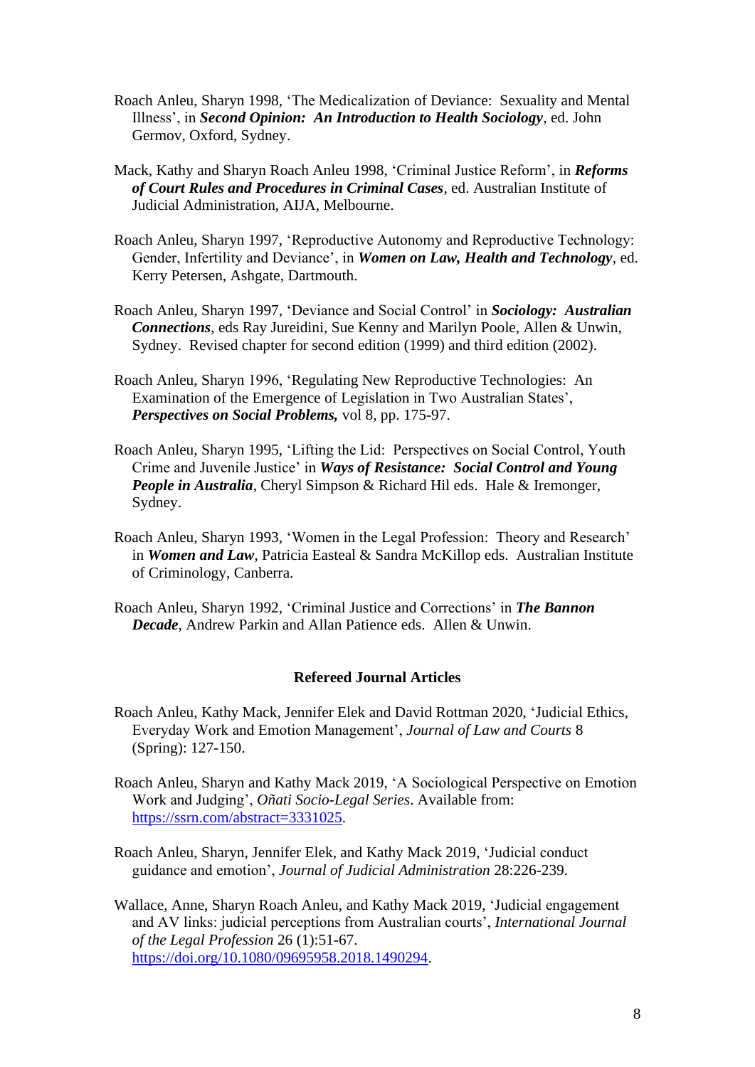Roach Anleu, Sharyn 1998, 'The Medicalization of Deviance: Sexuality and Mental Illness', in ***Second Opinion: An Introduction to Health Sociology***, ed. John Germov, Oxford, Sydney.

Mack, Kathy and Sharyn Roach Anleu 1998, 'Criminal Justice Reform', in ***Reforms of Court Rules and Procedures in Criminal Cases***, ed. Australian Institute of Judicial Administration, AIJA, Melbourne.

Roach Anleu, Sharyn 1997, 'Reproductive Autonomy and Reproductive Technology: Gender, Infertility and Deviance', in ***Women on Law, Health and Technology***, ed. Kerry Petersen, Ashgate, Dartmouth.

Roach Anleu, Sharyn 1997, 'Deviance and Social Control' in ***Sociology: Australian Connections***, eds Ray Jureidini, Sue Kenny and Marilyn Poole, Allen & Unwin, Sydney. Revised chapter for second edition (1999) and third edition (2002).

Roach Anleu, Sharyn 1996, 'Regulating New Reproductive Technologies: An Examination of the Emergence of Legislation in Two Australian States', ***Perspectives on Social Problems,*** vol 8, pp. 175-97.

Roach Anleu, Sharyn 1995, 'Lifting the Lid: Perspectives on Social Control, Youth Crime and Juvenile Justice' in ***Ways of Resistance: Social Control and Young People in Australia***, Cheryl Simpson & Richard Hil eds. Hale & Iremonger, Sydney.

Roach Anleu, Sharyn 1993, 'Women in the Legal Profession: Theory and Research' in ***Women and Law***, Patricia Easteal & Sandra McKillop eds. Australian Institute of Criminology, Canberra.

Roach Anleu, Sharyn 1992, 'Criminal Justice and Corrections' in ***The Bannon Decade***, Andrew Parkin and Allan Patience eds. Allen & Unwin.

## Refereed Journal Articles

Roach Anleu, Kathy Mack, Jennifer Elek and David Rottman 2020, 'Judicial Ethics, Everyday Work and Emotion Management', *Journal of Law and Courts* 8 (Spring): 127-150.

Roach Anleu, Sharyn and Kathy Mack 2019, 'A Sociological Perspective on Emotion Work and Judging', *Oñati Socio-Legal Series*. Available from: https://ssrn.com/abstract=3331025.

Roach Anleu, Sharyn, Jennifer Elek, and Kathy Mack 2019, 'Judicial conduct guidance and emotion', *Journal of Judicial Administration* 28:226-239.

Wallace, Anne, Sharyn Roach Anleu, and Kathy Mack 2019, 'Judicial engagement and AV links: judicial perceptions from Australian courts', *International Journal of the Legal Profession* 26 (1):51-67. https://doi.org/10.1080/09695958.2018.1490294.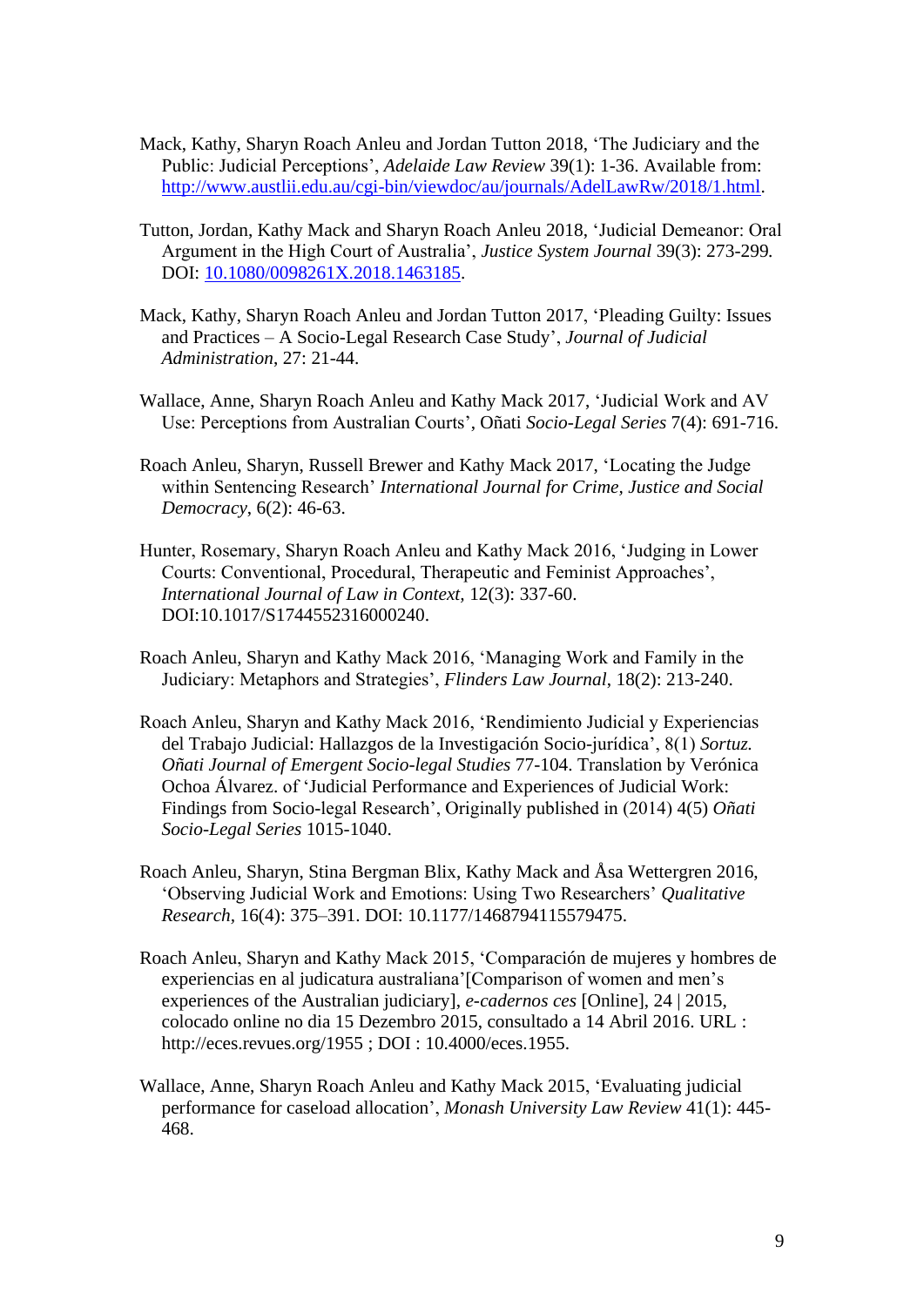Mack, Kathy, Sharyn Roach Anleu and Jordan Tutton 2018, 'The Judiciary and the Public: Judicial Perceptions', *Adelaide Law Review* 39(1): 1-36. Available from: http://www.austlii.edu.au/cgi-bin/viewdoc/au/journals/AdelLawRw/2018/1.html.

Tutton, Jordan, Kathy Mack and Sharyn Roach Anleu 2018, 'Judicial Demeanor: Oral Argument in the High Court of Australia', *Justice System Journal* 39(3): 273-299. DOI: 10.1080/0098261X.2018.1463185.

Mack, Kathy, Sharyn Roach Anleu and Jordan Tutton 2017, 'Pleading Guilty: Issues and Practices – A Socio-Legal Research Case Study', *Journal of Judicial Administration*, 27: 21-44.

Wallace, Anne, Sharyn Roach Anleu and Kathy Mack 2017, 'Judicial Work and AV Use: Perceptions from Australian Courts', Oñati *Socio-Legal Series* 7(4): 691-716.

Roach Anleu, Sharyn, Russell Brewer and Kathy Mack 2017, 'Locating the Judge within Sentencing Research' *International Journal for Crime, Justice and Social Democracy*, 6(2): 46-63.

Hunter, Rosemary, Sharyn Roach Anleu and Kathy Mack 2016, 'Judging in Lower Courts: Conventional, Procedural, Therapeutic and Feminist Approaches', *International Journal of Law in Context*, 12(3): 337-60. DOI:10.1017/S1744552316000240.

Roach Anleu, Sharyn and Kathy Mack 2016, 'Managing Work and Family in the Judiciary: Metaphors and Strategies', *Flinders Law Journal*, 18(2): 213-240.

Roach Anleu, Sharyn and Kathy Mack 2016, 'Rendimiento Judicial y Experiencias del Trabajo Judicial: Hallazgos de la Investigación Socio-jurídica', 8(1) *Sortuz. Oñati Journal of Emergent Socio-legal Studies* 77-104. Translation by Verónica Ochoa Álvarez. of 'Judicial Performance and Experiences of Judicial Work: Findings from Socio-legal Research', Originally published in (2014) 4(5) *Oñati Socio-Legal Series* 1015-1040.

Roach Anleu, Sharyn, Stina Bergman Blix, Kathy Mack and Åsa Wettergren 2016, 'Observing Judicial Work and Emotions: Using Two Researchers' *Qualitative Research*, 16(4): 375–391. DOI: 10.1177/1468794115579475.

Roach Anleu, Sharyn and Kathy Mack 2015, 'Comparación de mujeres y hombres de experiencias en al judicatura australiana'[Comparison of women and men's experiences of the Australian judiciary], *e-cadernos ces* [Online], 24 | 2015, colocado online no dia 15 Dezembro 2015, consultado a 14 Abril 2016. URL : http://eces.revues.org/1955 ; DOI : 10.4000/eces.1955.

Wallace, Anne, Sharyn Roach Anleu and Kathy Mack 2015, 'Evaluating judicial performance for caseload allocation', *Monash University Law Review* 41(1): 445-468.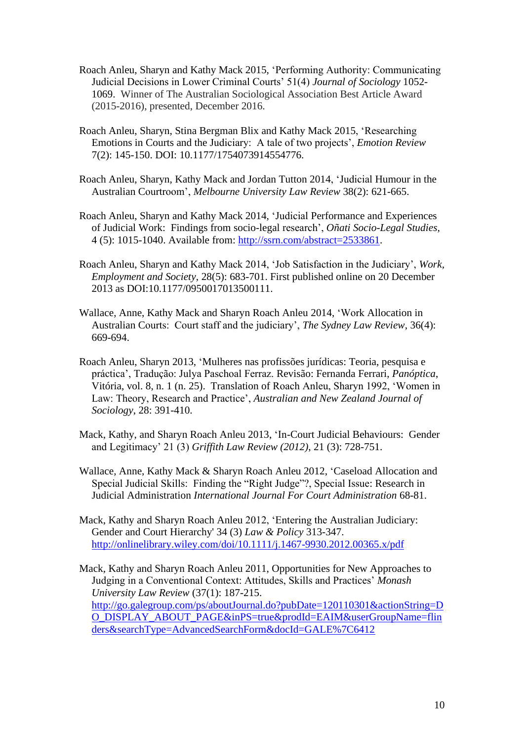Roach Anleu, Sharyn and Kathy Mack 2015, 'Performing Authority: Communicating Judicial Decisions in Lower Criminal Courts' 51(4) *Journal of Sociology* 1052-1069. Winner of The Australian Sociological Association Best Article Award (2015-2016), presented, December 2016.

Roach Anleu, Sharyn, Stina Bergman Blix and Kathy Mack 2015, 'Researching Emotions in Courts and the Judiciary: A tale of two projects', *Emotion Review* 7(2): 145-150. DOI: 10.1177/1754073914554776.

Roach Anleu, Sharyn, Kathy Mack and Jordan Tutton 2014, 'Judicial Humour in the Australian Courtroom', *Melbourne University Law Review* 38(2): 621-665.

Roach Anleu, Sharyn and Kathy Mack 2014, 'Judicial Performance and Experiences of Judicial Work: Findings from socio-legal research', *Oñati Socio-Legal Studies*, 4 (5): 1015-1040. Available from: http://ssrn.com/abstract=2533861.

Roach Anleu, Sharyn and Kathy Mack 2014, 'Job Satisfaction in the Judiciary', *Work, Employment and Society*, 28(5): 683-701. First published online on 20 December 2013 as DOI:10.1177/0950017013500111.

Wallace, Anne, Kathy Mack and Sharyn Roach Anleu 2014, 'Work Allocation in Australian Courts: Court staff and the judiciary', *The Sydney Law Review*, 36(4): 669-694.

Roach Anleu, Sharyn 2013, 'Mulheres nas profissões jurídicas: Teoria, pesquisa e práctica', Tradução: Julya Paschoal Ferraz. Revisão: Fernanda Ferrari, *Panóptica*, Vitória, vol. 8, n. 1 (n. 25). Translation of Roach Anleu, Sharyn 1992, 'Women in Law: Theory, Research and Practice', *Australian and New Zealand Journal of Sociology*, 28: 391-410.

Mack, Kathy, and Sharyn Roach Anleu 2013, 'In-Court Judicial Behaviours: Gender and Legitimacy' 21 (3) *Griffith Law Review (2012)*, 21 (3): 728-751.

Wallace, Anne, Kathy Mack & Sharyn Roach Anleu 2012, 'Caseload Allocation and Special Judicial Skills: Finding the "Right Judge"?, Special Issue: Research in Judicial Administration *International Journal For Court Administration* 68-81.

Mack, Kathy and Sharyn Roach Anleu 2012, 'Entering the Australian Judiciary: Gender and Court Hierarchy' 34 (3) *Law & Policy* 313-347. http://onlinelibrary.wiley.com/doi/10.1111/j.1467-9930.2012.00365.x/pdf

Mack, Kathy and Sharyn Roach Anleu 2011, Opportunities for New Approaches to Judging in a Conventional Context: Attitudes, Skills and Practices' *Monash University Law Review* (37(1): 187-215. http://go.galegroup.com/ps/aboutJournal.do?pubDate=120110301&actionString=DO_DISPLAY_ABOUT_PAGE&inPS=true&prodId=EAIM&userGroupName=flinders&searchType=AdvancedSearchForm&docId=GALE%7C6412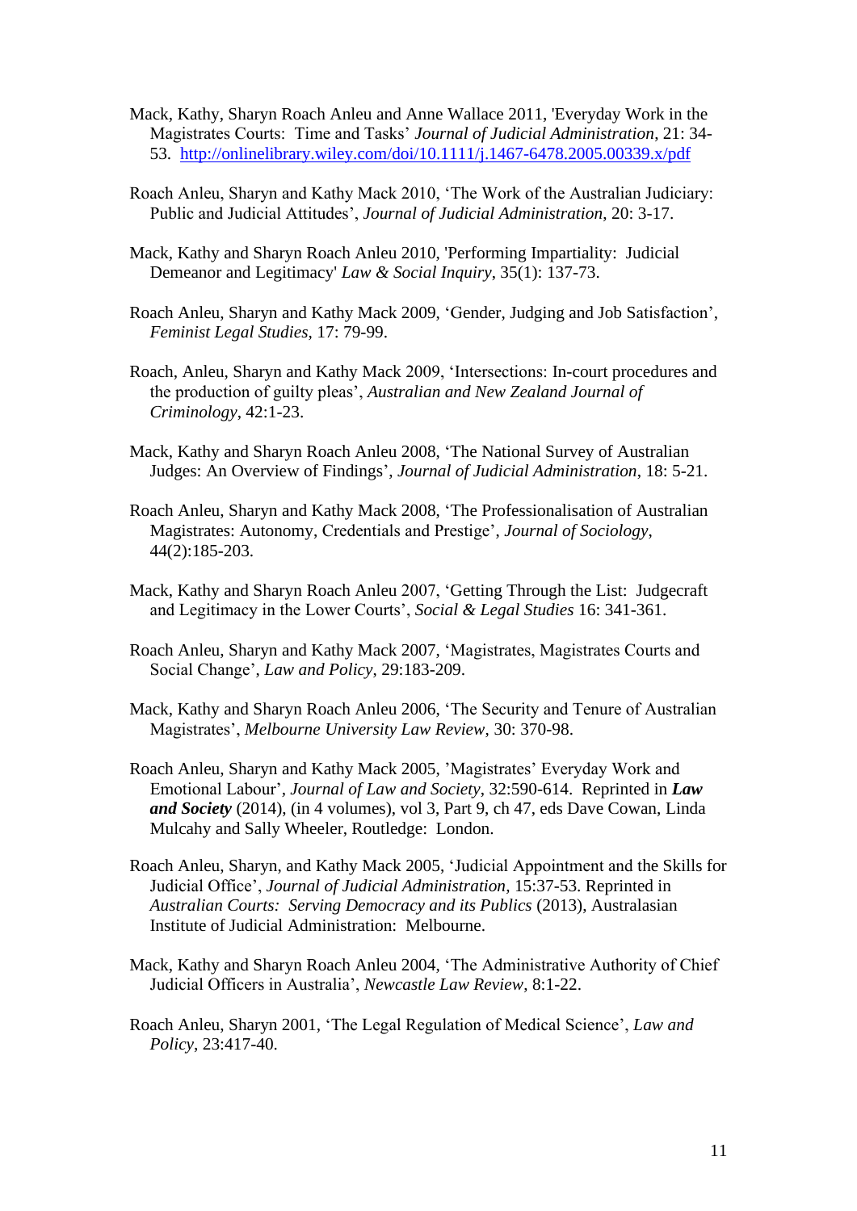Mack, Kathy, Sharyn Roach Anleu and Anne Wallace 2011, 'Everyday Work in the Magistrates Courts: Time and Tasks' *Journal of Judicial Administration*, 21: 34-53. http://onlinelibrary.wiley.com/doi/10.1111/j.1467-6478.2005.00339.x/pdf

Roach Anleu, Sharyn and Kathy Mack 2010, 'The Work of the Australian Judiciary: Public and Judicial Attitudes', *Journal of Judicial Administration*, 20: 3-17.

Mack, Kathy and Sharyn Roach Anleu 2010, 'Performing Impartiality: Judicial Demeanor and Legitimacy' *Law & Social Inquiry*, 35(1): 137-73.

Roach Anleu, Sharyn and Kathy Mack 2009, 'Gender, Judging and Job Satisfaction', *Feminist Legal Studies*, 17: 79-99.

Roach, Anleu, Sharyn and Kathy Mack 2009, 'Intersections: In-court procedures and the production of guilty pleas', *Australian and New Zealand Journal of Criminology*, 42:1-23.

Mack, Kathy and Sharyn Roach Anleu 2008, 'The National Survey of Australian Judges: An Overview of Findings', *Journal of Judicial Administration*, 18: 5-21.

Roach Anleu, Sharyn and Kathy Mack 2008, 'The Professionalisation of Australian Magistrates: Autonomy, Credentials and Prestige', *Journal of Sociology*, 44(2):185-203.

Mack, Kathy and Sharyn Roach Anleu 2007, 'Getting Through the List: Judgecraft and Legitimacy in the Lower Courts', *Social & Legal Studies* 16: 341-361.

Roach Anleu, Sharyn and Kathy Mack 2007, 'Magistrates, Magistrates Courts and Social Change', *Law and Policy*, 29:183-209.

Mack, Kathy and Sharyn Roach Anleu 2006, 'The Security and Tenure of Australian Magistrates', *Melbourne University Law Review*, 30: 370-98.

Roach Anleu, Sharyn and Kathy Mack 2005, 'Magistrates' Everyday Work and Emotional Labour', *Journal of Law and Society*, 32:590-614. Reprinted in ***Law and Society*** (2014), (in 4 volumes), vol 3, Part 9, ch 47, eds Dave Cowan, Linda Mulcahy and Sally Wheeler, Routledge: London.

Roach Anleu, Sharyn, and Kathy Mack 2005, 'Judicial Appointment and the Skills for Judicial Office', *Journal of Judicial Administration*, 15:37-53. Reprinted in *Australian Courts: Serving Democracy and its Publics* (2013), Australasian Institute of Judicial Administration: Melbourne.

Mack, Kathy and Sharyn Roach Anleu 2004, 'The Administrative Authority of Chief Judicial Officers in Australia', *Newcastle Law Review*, 8:1-22.

Roach Anleu, Sharyn 2001, 'The Legal Regulation of Medical Science', *Law and Policy*, 23:417-40.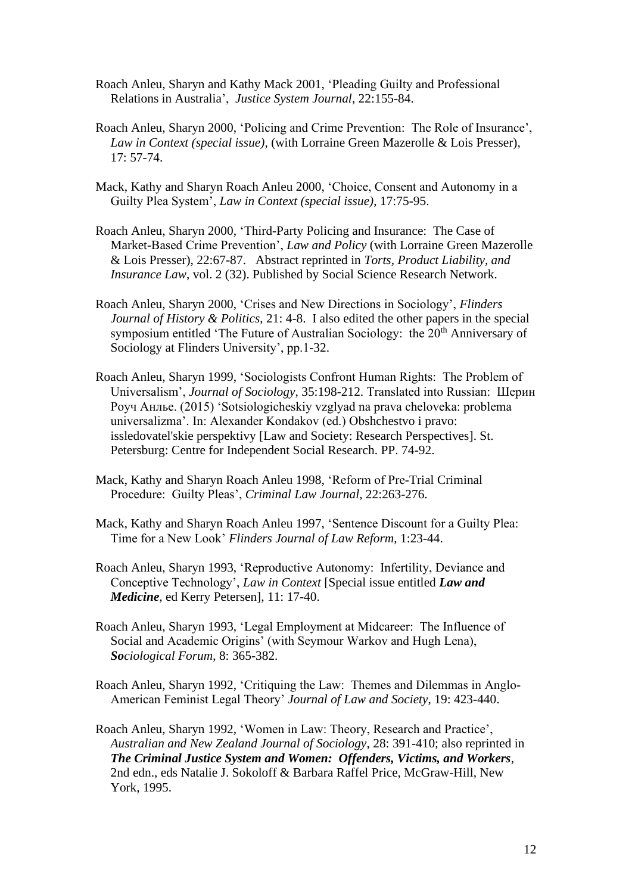Roach Anleu, Sharyn and Kathy Mack 2001, 'Pleading Guilty and Professional Relations in Australia', *Justice System Journal*, 22:155-84.

Roach Anleu, Sharyn 2000, 'Policing and Crime Prevention: The Role of Insurance', *Law in Context (special issue)*, (with Lorraine Green Mazerolle & Lois Presser), 17: 57-74.

Mack, Kathy and Sharyn Roach Anleu 2000, 'Choice, Consent and Autonomy in a Guilty Plea System', *Law in Context (special issue)*, 17:75-95.

Roach Anleu, Sharyn 2000, 'Third-Party Policing and Insurance: The Case of Market-Based Crime Prevention', *Law and Policy* (with Lorraine Green Mazerolle & Lois Presser), 22:67-87. Abstract reprinted in *Torts, Product Liability, and Insurance Law*, vol. 2 (32). Published by Social Science Research Network.

Roach Anleu, Sharyn 2000, 'Crises and New Directions in Sociology', *Flinders Journal of History & Politics*, 21: 4-8. I also edited the other papers in the special symposium entitled 'The Future of Australian Sociology: the 20th Anniversary of Sociology at Flinders University', pp.1-32.

Roach Anleu, Sharyn 1999, 'Sociologists Confront Human Rights: The Problem of Universalism', *Journal of Sociology*, 35:198-212. Translated into Russian: Шерин Роуч Анлье. (2015) 'Sotsiologicheskiy vzglyad na prava cheloveka: problema universalizma'. In: Alexander Kondakov (ed.) Obshchestvo i pravo: issledovatel'skie perspektivy [Law and Society: Research Perspectives]. St. Petersburg: Centre for Independent Social Research. PP. 74-92.

Mack, Kathy and Sharyn Roach Anleu 1998, 'Reform of Pre-Trial Criminal Procedure: Guilty Pleas', *Criminal Law Journal*, 22:263-276.

Mack, Kathy and Sharyn Roach Anleu 1997, 'Sentence Discount for a Guilty Plea: Time for a New Look' *Flinders Journal of Law Reform*, 1:23-44.

Roach Anleu, Sharyn 1993, 'Reproductive Autonomy: Infertility, Deviance and Conceptive Technology', *Law in Context* [Special issue entitled ***Law and Medicine***, ed Kerry Petersen], 11: 17-40.

Roach Anleu, Sharyn 1993, 'Legal Employment at Midcareer: The Influence of Social and Academic Origins' (with Seymour Warkov and Hugh Lena), ***So****ciological Forum*, 8: 365-382.

Roach Anleu, Sharyn 1992, 'Critiquing the Law: Themes and Dilemmas in Anglo-American Feminist Legal Theory' *Journal of Law and Society*, 19: 423-440.

Roach Anleu, Sharyn 1992, 'Women in Law: Theory, Research and Practice', *Australian and New Zealand Journal of Sociology*, 28: 391-410; also reprinted in ***The Criminal Justice System and Women: Offenders, Victims, and Workers***, 2nd edn., eds Natalie J. Sokoloff & Barbara Raffel Price, McGraw-Hill, New York, 1995.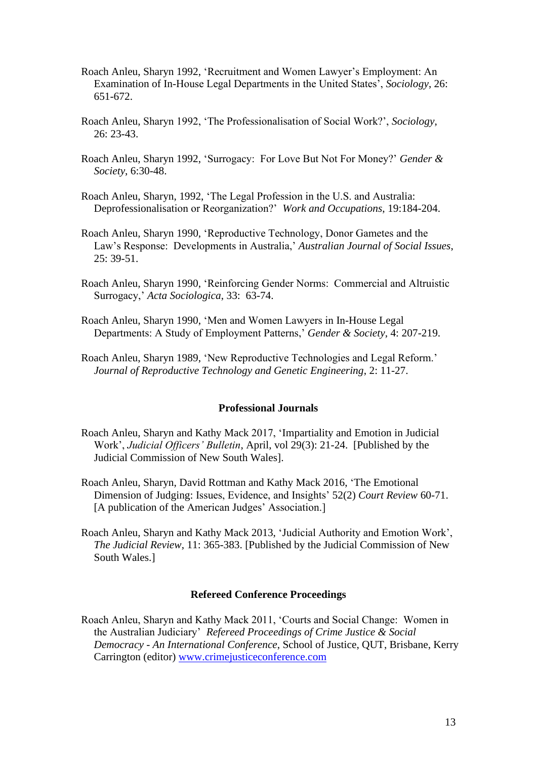Roach Anleu, Sharyn 1992, 'Recruitment and Women Lawyer's Employment: An Examination of In-House Legal Departments in the United States', *Sociology*, 26: 651-672.

Roach Anleu, Sharyn 1992, 'The Professionalisation of Social Work?', *Sociology*, 26: 23-43.

Roach Anleu, Sharyn 1992, 'Surrogacy: For Love But Not For Money?' *Gender & Society*, 6:30-48.

Roach Anleu, Sharyn, 1992, 'The Legal Profession in the U.S. and Australia: Deprofessionalisation or Reorganization?' *Work and Occupations*, 19:184-204.

Roach Anleu, Sharyn 1990, 'Reproductive Technology, Donor Gametes and the Law's Response: Developments in Australia,' *Australian Journal of Social Issues*, 25: 39-51.

Roach Anleu, Sharyn 1990, 'Reinforcing Gender Norms: Commercial and Altruistic Surrogacy,' *Acta Sociologica*, 33: 63-74.

Roach Anleu, Sharyn 1990, 'Men and Women Lawyers in In-House Legal Departments: A Study of Employment Patterns,' *Gender & Society*, 4: 207-219.

Roach Anleu, Sharyn 1989, 'New Reproductive Technologies and Legal Reform.' *Journal of Reproductive Technology and Genetic Engineering*, 2: 11-27.

### Professional Journals

Roach Anleu, Sharyn and Kathy Mack 2017, 'Impartiality and Emotion in Judicial Work', *Judicial Officers' Bulletin*, April, vol 29(3): 21-24. [Published by the Judicial Commission of New South Wales].

Roach Anleu, Sharyn, David Rottman and Kathy Mack 2016, 'The Emotional Dimension of Judging: Issues, Evidence, and Insights' 52(2) *Court Review* 60-71. [A publication of the American Judges' Association.]

Roach Anleu, Sharyn and Kathy Mack 2013, 'Judicial Authority and Emotion Work', *The Judicial Review*, 11: 365-383. [Published by the Judicial Commission of New South Wales.]

### Refereed Conference Proceedings

Roach Anleu, Sharyn and Kathy Mack 2011, 'Courts and Social Change: Women in the Australian Judiciary' *Refereed Proceedings of Crime Justice & Social Democracy - An International Conference*, School of Justice, QUT, Brisbane, Kerry Carrington (editor) www.crimejusticeconference.com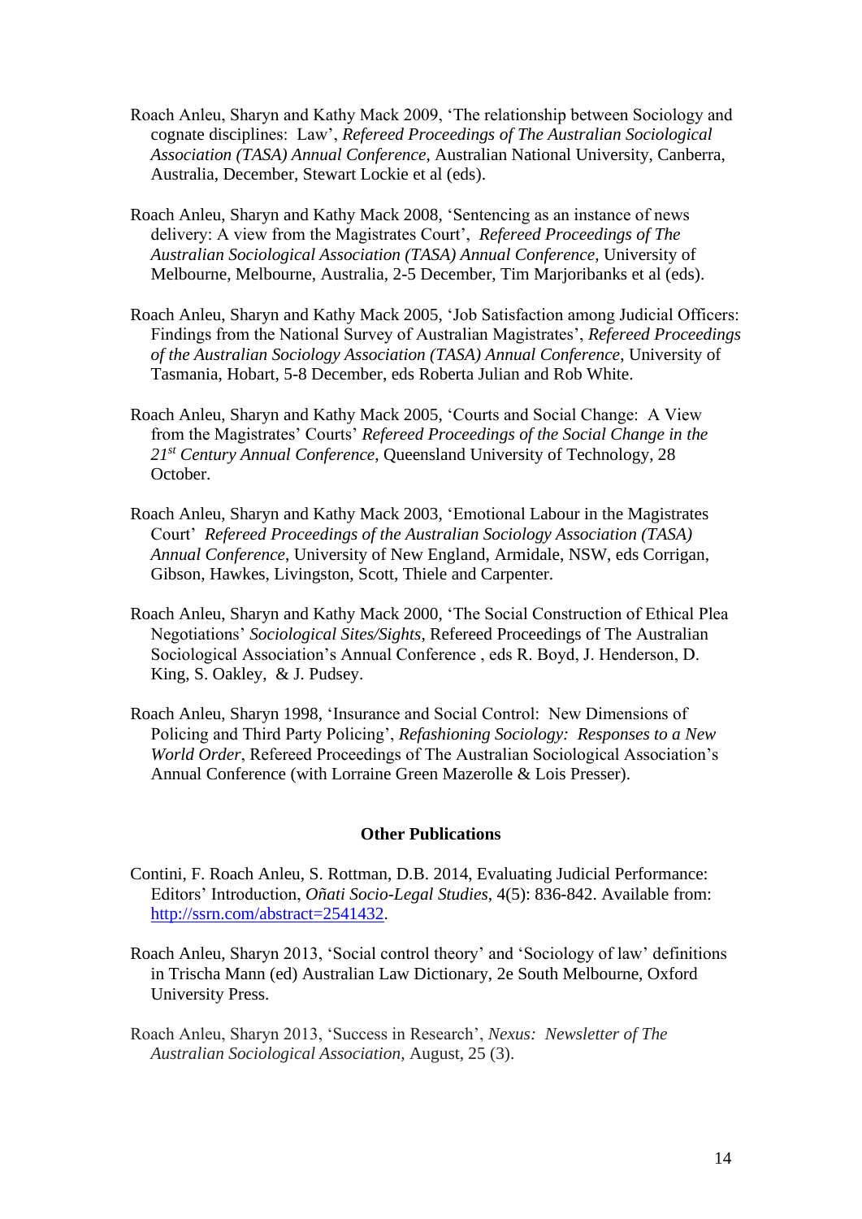Roach Anleu, Sharyn and Kathy Mack 2009, 'The relationship between Sociology and cognate disciplines: Law', *Refereed Proceedings of The Australian Sociological Association (TASA) Annual Conference*, Australian National University, Canberra, Australia, December, Stewart Lockie et al (eds).

Roach Anleu, Sharyn and Kathy Mack 2008, 'Sentencing as an instance of news delivery: A view from the Magistrates Court', *Refereed Proceedings of The Australian Sociological Association (TASA) Annual Conference*, University of Melbourne, Melbourne, Australia, 2-5 December, Tim Marjoribanks et al (eds).

Roach Anleu, Sharyn and Kathy Mack 2005, 'Job Satisfaction among Judicial Officers: Findings from the National Survey of Australian Magistrates', *Refereed Proceedings of the Australian Sociology Association (TASA) Annual Conference*, University of Tasmania, Hobart, 5-8 December, eds Roberta Julian and Rob White.

Roach Anleu, Sharyn and Kathy Mack 2005, 'Courts and Social Change: A View from the Magistrates' Courts' *Refereed Proceedings of the Social Change in the 21st Century Annual Conference,* Queensland University of Technology, 28 October.

Roach Anleu, Sharyn and Kathy Mack 2003, 'Emotional Labour in the Magistrates Court' *Refereed Proceedings of the Australian Sociology Association (TASA) Annual Conference*, University of New England, Armidale, NSW, eds Corrigan, Gibson, Hawkes, Livingston, Scott, Thiele and Carpenter.

Roach Anleu, Sharyn and Kathy Mack 2000, 'The Social Construction of Ethical Plea Negotiations' *Sociological Sites/Sights*, Refereed Proceedings of The Australian Sociological Association's Annual Conference , eds R. Boyd, J. Henderson, D. King, S. Oakley, & J. Pudsey.

Roach Anleu, Sharyn 1998, 'Insurance and Social Control: New Dimensions of Policing and Third Party Policing', *Refashioning Sociology: Responses to a New World Order*, Refereed Proceedings of The Australian Sociological Association's Annual Conference (with Lorraine Green Mazerolle & Lois Presser).

## Other Publications

Contini, F. Roach Anleu, S. Rottman, D.B. 2014, Evaluating Judicial Performance: Editors' Introduction, *Oñati Socio-Legal Studies*, 4(5): 836-842. Available from: http://ssrn.com/abstract=2541432.

Roach Anleu, Sharyn 2013, 'Social control theory' and 'Sociology of law' definitions in Trischa Mann (ed) Australian Law Dictionary, 2e South Melbourne, Oxford University Press.

Roach Anleu, Sharyn 2013, 'Success in Research', *Nexus: Newsletter of The Australian Sociological Association,* August, 25 (3).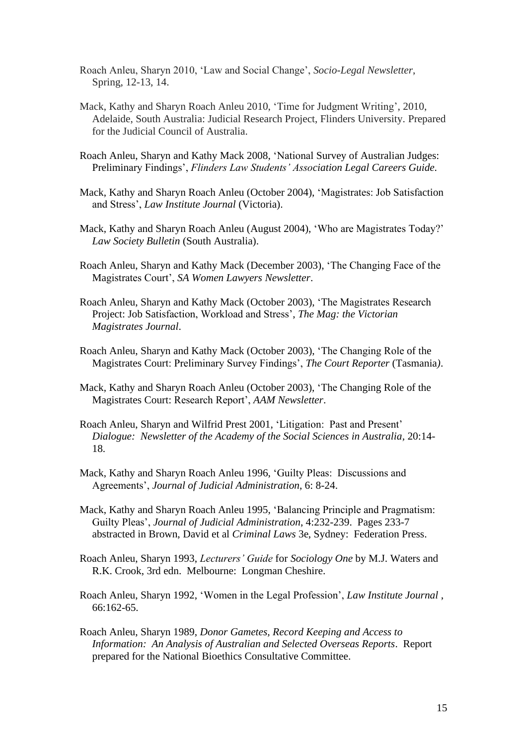Roach Anleu, Sharyn 2010, 'Law and Social Change', *Socio-Legal Newsletter*, Spring, 12-13, 14.

Mack, Kathy and Sharyn Roach Anleu 2010, 'Time for Judgment Writing', 2010, Adelaide, South Australia: Judicial Research Project, Flinders University. Prepared for the Judicial Council of Australia.

Roach Anleu, Sharyn and Kathy Mack 2008, 'National Survey of Australian Judges: Preliminary Findings', *Flinders Law Students' Association Legal Careers Guide*.

Mack, Kathy and Sharyn Roach Anleu (October 2004), 'Magistrates: Job Satisfaction and Stress', *Law Institute Journal* (Victoria).

Mack, Kathy and Sharyn Roach Anleu (August 2004), 'Who are Magistrates Today?' *Law Society Bulletin* (South Australia).

Roach Anleu, Sharyn and Kathy Mack (December 2003), 'The Changing Face of the Magistrates Court', *SA Women Lawyers Newsletter*.

Roach Anleu, Sharyn and Kathy Mack (October 2003), 'The Magistrates Research Project: Job Satisfaction, Workload and Stress', *The Mag: the Victorian Magistrates Journal*.

Roach Anleu, Sharyn and Kathy Mack (October 2003), 'The Changing Role of the Magistrates Court: Preliminary Survey Findings', *The Court Reporter* (Tasmania).

Mack, Kathy and Sharyn Roach Anleu (October 2003), 'The Changing Role of the Magistrates Court: Research Report', *AAM Newsletter*.

Roach Anleu, Sharyn and Wilfrid Prest 2001, 'Litigation: Past and Present' *Dialogue: Newsletter of the Academy of the Social Sciences in Australia*, 20:14-18.

Mack, Kathy and Sharyn Roach Anleu 1996, 'Guilty Pleas: Discussions and Agreements', *Journal of Judicial Administration*, 6: 8-24.

Mack, Kathy and Sharyn Roach Anleu 1995, 'Balancing Principle and Pragmatism: Guilty Pleas', *Journal of Judicial Administration*, 4:232-239. Pages 233-7 abstracted in Brown, David et al *Criminal Laws* 3e, Sydney: Federation Press.

Roach Anleu, Sharyn 1993, *Lecturers' Guide* for *Sociology One* by M.J. Waters and R.K. Crook, 3rd edn. Melbourne: Longman Cheshire.

Roach Anleu, Sharyn 1992, 'Women in the Legal Profession', *Law Institute Journal* , 66:162-65.

Roach Anleu, Sharyn 1989, *Donor Gametes, Record Keeping and Access to Information: An Analysis of Australian and Selected Overseas Reports*. Report prepared for the National Bioethics Consultative Committee.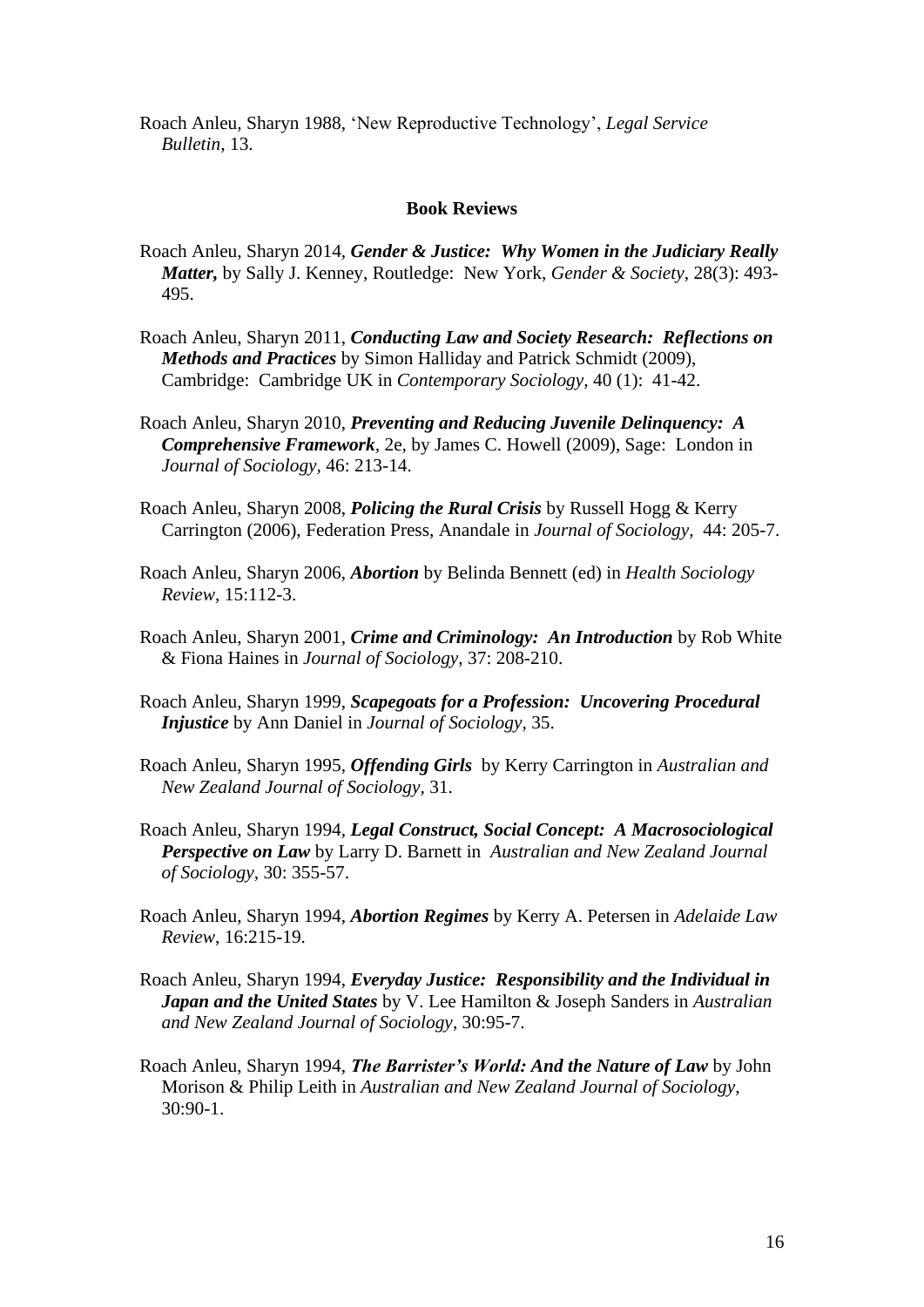Roach Anleu, Sharyn 1988, 'New Reproductive Technology', *Legal Service Bulletin*, 13.

## Book Reviews

Roach Anleu, Sharyn 2014, ***Gender & Justice: Why Women in the Judiciary Really Matter,*** by Sally J. Kenney, Routledge: New York, *Gender & Society*, 28(3): 493-495.

Roach Anleu, Sharyn 2011, ***Conducting Law and Society Research: Reflections on Methods and Practices*** by Simon Halliday and Patrick Schmidt (2009), Cambridge: Cambridge UK in *Contemporary Sociology*, 40 (1): 41-42.

Roach Anleu, Sharyn 2010, ***Preventing and Reducing Juvenile Delinquency: A Comprehensive Framework***, 2e, by James C. Howell (2009), Sage: London in *Journal of Sociology*, 46: 213-14.

Roach Anleu, Sharyn 2008, ***Policing the Rural Crisis*** by Russell Hogg & Kerry Carrington (2006), Federation Press, Anandale in *Journal of Sociology*, 44: 205-7.

Roach Anleu, Sharyn 2006, ***Abortion*** by Belinda Bennett (ed) in *Health Sociology Review*, 15:112-3.

Roach Anleu, Sharyn 2001, ***Crime and Criminology: An Introduction*** by Rob White & Fiona Haines in *Journal of Sociology*, 37: 208-210.

Roach Anleu, Sharyn 1999, ***Scapegoats for a Profession: Uncovering Procedural Injustice*** by Ann Daniel in *Journal of Sociology*, 35.

Roach Anleu, Sharyn 1995, ***Offending Girls*** by Kerry Carrington in *Australian and New Zealand Journal of Sociology*, 31.

Roach Anleu, Sharyn 1994, ***Legal Construct, Social Concept: A Macrosociological Perspective on Law*** by Larry D. Barnett in *Australian and New Zealand Journal of Sociology*, 30: 355-57.

Roach Anleu, Sharyn 1994, ***Abortion Regimes*** by Kerry A. Petersen in *Adelaide Law Review*, 16:215-19.

Roach Anleu, Sharyn 1994, ***Everyday Justice: Responsibility and the Individual in Japan and the United States*** by V. Lee Hamilton & Joseph Sanders in *Australian and New Zealand Journal of Sociology*, 30:95-7.

Roach Anleu, Sharyn 1994, ***The Barrister's World: And the Nature of Law*** by John Morison & Philip Leith in *Australian and New Zealand Journal of Sociology*, 30:90-1.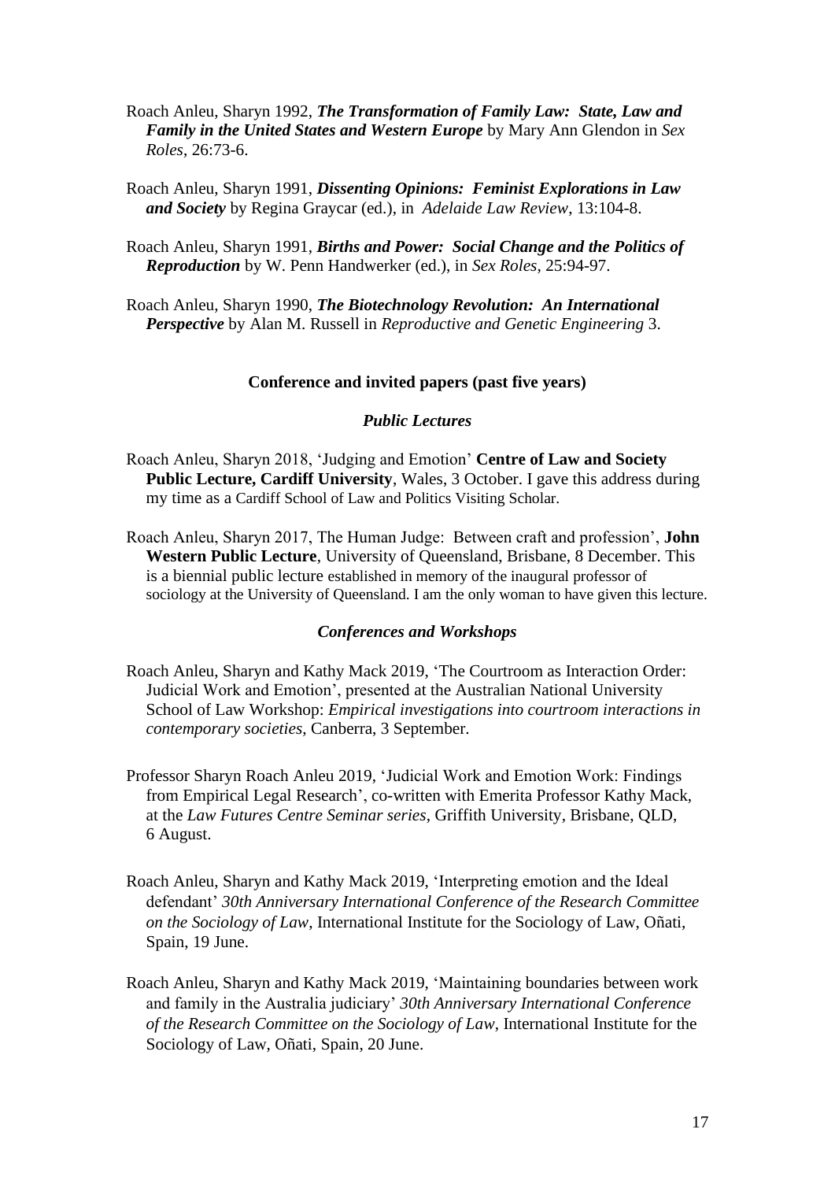Roach Anleu, Sharyn 1992, ***The Transformation of Family Law: State, Law and Family in the United States and Western Europe*** by Mary Ann Glendon in *Sex Roles*, 26:73-6.

Roach Anleu, Sharyn 1991, ***Dissenting Opinions: Feminist Explorations in Law and Society*** by Regina Graycar (ed.), in *Adelaide Law Review*, 13:104-8.

Roach Anleu, Sharyn 1991, ***Births and Power: Social Change and the Politics of Reproduction*** by W. Penn Handwerker (ed.), in *Sex Roles*, 25:94-97.

Roach Anleu, Sharyn 1990, ***The Biotechnology Revolution: An International Perspective*** by Alan M. Russell in *Reproductive and Genetic Engineering* 3.

**Conference and invited papers (past five years)**

***Public Lectures***

Roach Anleu, Sharyn 2018, 'Judging and Emotion' **Centre of Law and Society Public Lecture, Cardiff University**, Wales, 3 October. I gave this address during my time as a Cardiff School of Law and Politics Visiting Scholar.

Roach Anleu, Sharyn 2017, The Human Judge: Between craft and profession', **John Western Public Lecture**, University of Queensland, Brisbane, 8 December. This is a biennial public lecture established in memory of the inaugural professor of sociology at the University of Queensland. I am the only woman to have given this lecture.

***Conferences and Workshops***

Roach Anleu, Sharyn and Kathy Mack 2019, 'The Courtroom as Interaction Order: Judicial Work and Emotion', presented at the Australian National University School of Law Workshop: *Empirical investigations into courtroom interactions in contemporary societies*, Canberra, 3 September.

Professor Sharyn Roach Anleu 2019, 'Judicial Work and Emotion Work: Findings from Empirical Legal Research', co-written with Emerita Professor Kathy Mack, at the *Law Futures Centre Seminar series*, Griffith University, Brisbane, QLD, 6 August.

Roach Anleu, Sharyn and Kathy Mack 2019, 'Interpreting emotion and the Ideal defendant' *30th Anniversary International Conference of the Research Committee on the Sociology of Law*, International Institute for the Sociology of Law, Oñati, Spain, 19 June.

Roach Anleu, Sharyn and Kathy Mack 2019, 'Maintaining boundaries between work and family in the Australia judiciary' *30th Anniversary International Conference of the Research Committee on the Sociology of Law*, International Institute for the Sociology of Law, Oñati, Spain, 20 June.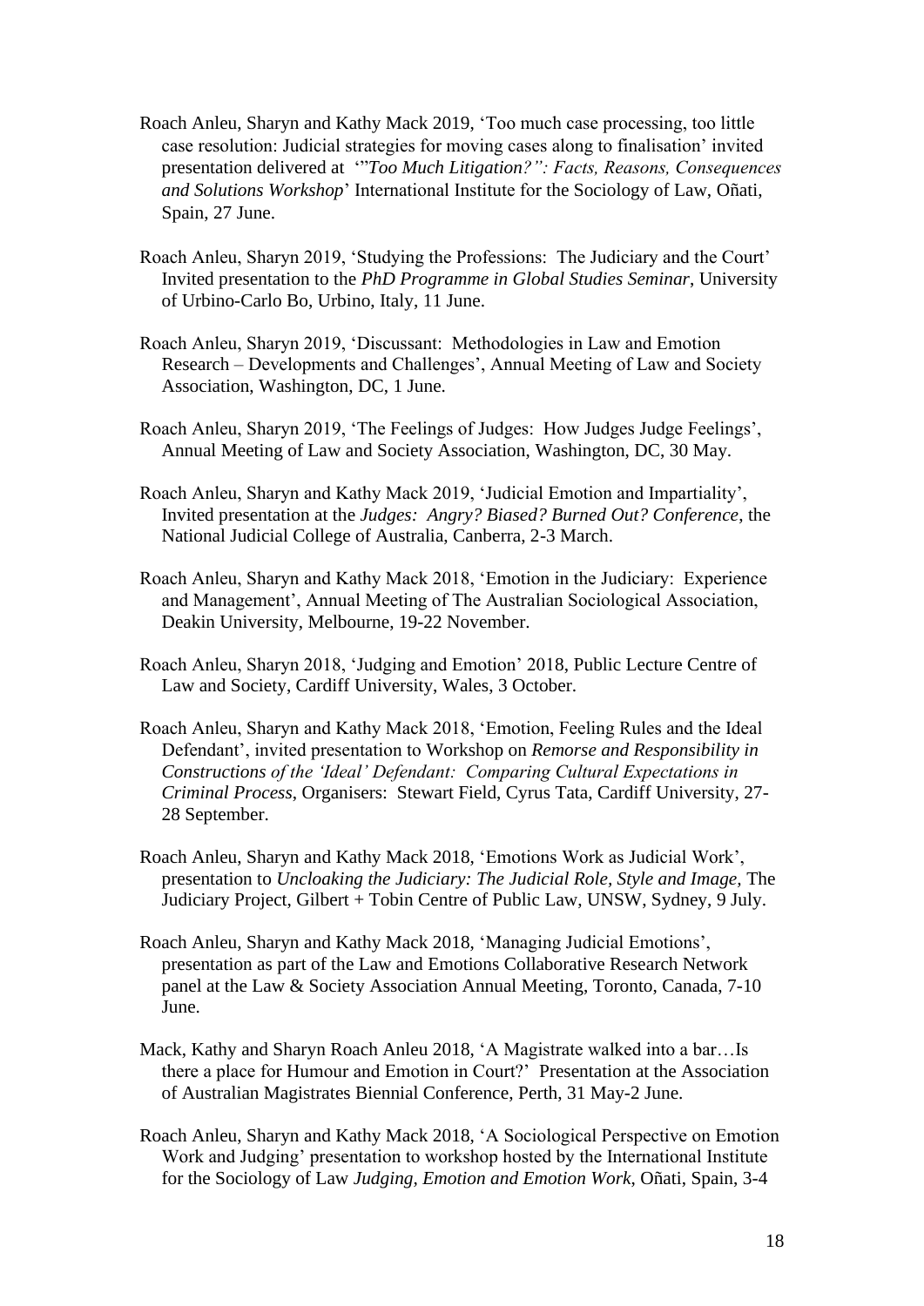Roach Anleu, Sharyn and Kathy Mack 2019, 'Too much case processing, too little case resolution: Judicial strategies for moving cases along to finalisation' invited presentation delivered at '"*Too Much Litigation?": Facts, Reasons, Consequences and Solutions Workshop*' International Institute for the Sociology of Law, Oñati, Spain, 27 June.

Roach Anleu, Sharyn 2019, 'Studying the Professions: The Judiciary and the Court' Invited presentation to the *PhD Programme in Global Studies Seminar*, University of Urbino-Carlo Bo, Urbino, Italy, 11 June.

Roach Anleu, Sharyn 2019, 'Discussant: Methodologies in Law and Emotion Research – Developments and Challenges', Annual Meeting of Law and Society Association, Washington, DC, 1 June.

Roach Anleu, Sharyn 2019, 'The Feelings of Judges: How Judges Judge Feelings', Annual Meeting of Law and Society Association, Washington, DC, 30 May.

Roach Anleu, Sharyn and Kathy Mack 2019, 'Judicial Emotion and Impartiality', Invited presentation at the *Judges: Angry? Biased? Burned Out? Conference*, the National Judicial College of Australia, Canberra, 2-3 March.

Roach Anleu, Sharyn and Kathy Mack 2018, 'Emotion in the Judiciary: Experience and Management', Annual Meeting of The Australian Sociological Association, Deakin University, Melbourne, 19-22 November.

Roach Anleu, Sharyn 2018, 'Judging and Emotion' 2018, Public Lecture Centre of Law and Society, Cardiff University, Wales, 3 October.

Roach Anleu, Sharyn and Kathy Mack 2018, 'Emotion, Feeling Rules and the Ideal Defendant', invited presentation to Workshop on *Remorse and Responsibility in Constructions of the 'Ideal' Defendant: Comparing Cultural Expectations in Criminal Process*, Organisers: Stewart Field, Cyrus Tata, Cardiff University, 27-28 September.

Roach Anleu, Sharyn and Kathy Mack 2018, 'Emotions Work as Judicial Work', presentation to *Uncloaking the Judiciary: The Judicial Role, Style and Image,* The Judiciary Project, Gilbert + Tobin Centre of Public Law, UNSW, Sydney, 9 July.

Roach Anleu, Sharyn and Kathy Mack 2018, 'Managing Judicial Emotions', presentation as part of the Law and Emotions Collaborative Research Network panel at the Law & Society Association Annual Meeting, Toronto, Canada, 7-10 June.

Mack, Kathy and Sharyn Roach Anleu 2018, 'A Magistrate walked into a bar…Is there a place for Humour and Emotion in Court?' Presentation at the Association of Australian Magistrates Biennial Conference, Perth, 31 May-2 June.

Roach Anleu, Sharyn and Kathy Mack 2018, 'A Sociological Perspective on Emotion Work and Judging' presentation to workshop hosted by the International Institute for the Sociology of Law *Judging, Emotion and Emotion Work*, Oñati, Spain, 3-4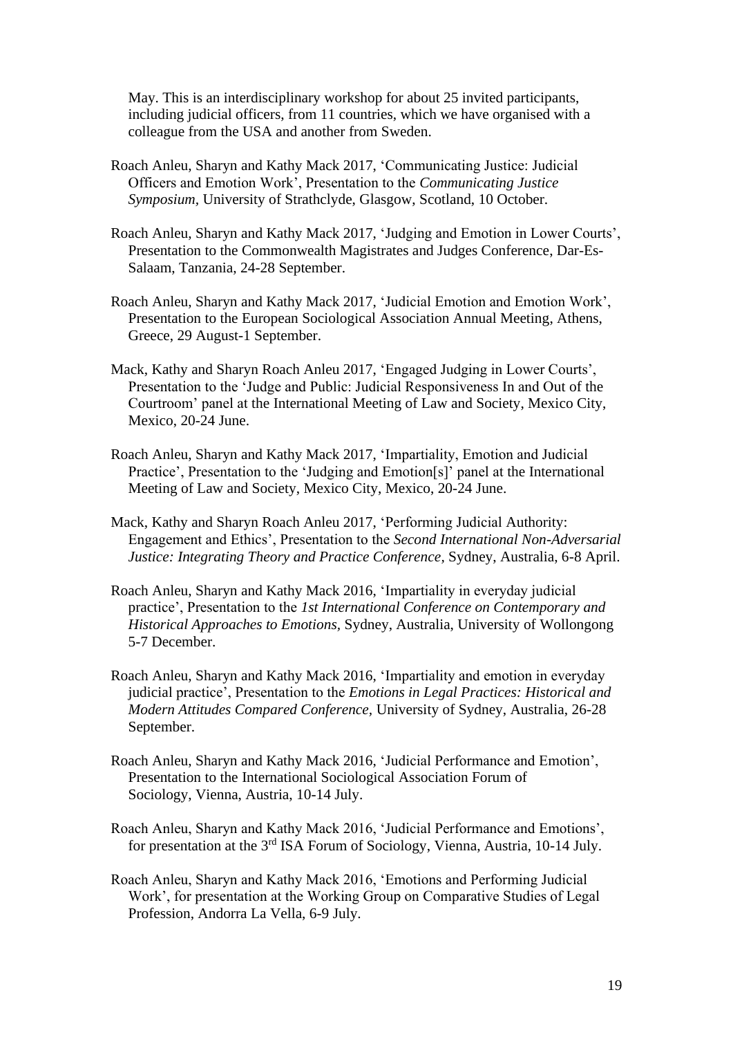May. This is an interdisciplinary workshop for about 25 invited participants, including judicial officers, from 11 countries, which we have organised with a colleague from the USA and another from Sweden.

Roach Anleu, Sharyn and Kathy Mack 2017, 'Communicating Justice: Judicial Officers and Emotion Work', Presentation to the *Communicating Justice Symposium*, University of Strathclyde, Glasgow, Scotland, 10 October.

Roach Anleu, Sharyn and Kathy Mack 2017, 'Judging and Emotion in Lower Courts', Presentation to the Commonwealth Magistrates and Judges Conference, Dar-Es-Salaam, Tanzania, 24-28 September.

Roach Anleu, Sharyn and Kathy Mack 2017, 'Judicial Emotion and Emotion Work', Presentation to the European Sociological Association Annual Meeting, Athens, Greece, 29 August-1 September.

Mack, Kathy and Sharyn Roach Anleu 2017, 'Engaged Judging in Lower Courts', Presentation to the 'Judge and Public: Judicial Responsiveness In and Out of the Courtroom' panel at the International Meeting of Law and Society, Mexico City, Mexico, 20-24 June.

Roach Anleu, Sharyn and Kathy Mack 2017, 'Impartiality, Emotion and Judicial Practice', Presentation to the 'Judging and Emotion[s]' panel at the International Meeting of Law and Society, Mexico City, Mexico, 20-24 June.

Mack, Kathy and Sharyn Roach Anleu 2017, 'Performing Judicial Authority: Engagement and Ethics', Presentation to the *Second International Non-Adversarial Justice: Integrating Theory and Practice Conference*, Sydney, Australia, 6-8 April.

Roach Anleu, Sharyn and Kathy Mack 2016, 'Impartiality in everyday judicial practice', Presentation to the *1st International Conference on Contemporary and Historical Approaches to Emotions*, Sydney, Australia, University of Wollongong 5-7 December.

Roach Anleu, Sharyn and Kathy Mack 2016, 'Impartiality and emotion in everyday judicial practice', Presentation to the *Emotions in Legal Practices: Historical and Modern Attitudes Compared Conference*, University of Sydney, Australia, 26-28 September.

Roach Anleu, Sharyn and Kathy Mack 2016, 'Judicial Performance and Emotion', Presentation to the International Sociological Association Forum of Sociology, Vienna, Austria, 10-14 July.

Roach Anleu, Sharyn and Kathy Mack 2016, 'Judicial Performance and Emotions', for presentation at the 3rd ISA Forum of Sociology, Vienna, Austria, 10-14 July.

Roach Anleu, Sharyn and Kathy Mack 2016, 'Emotions and Performing Judicial Work', for presentation at the Working Group on Comparative Studies of Legal Profession, Andorra La Vella, 6-9 July.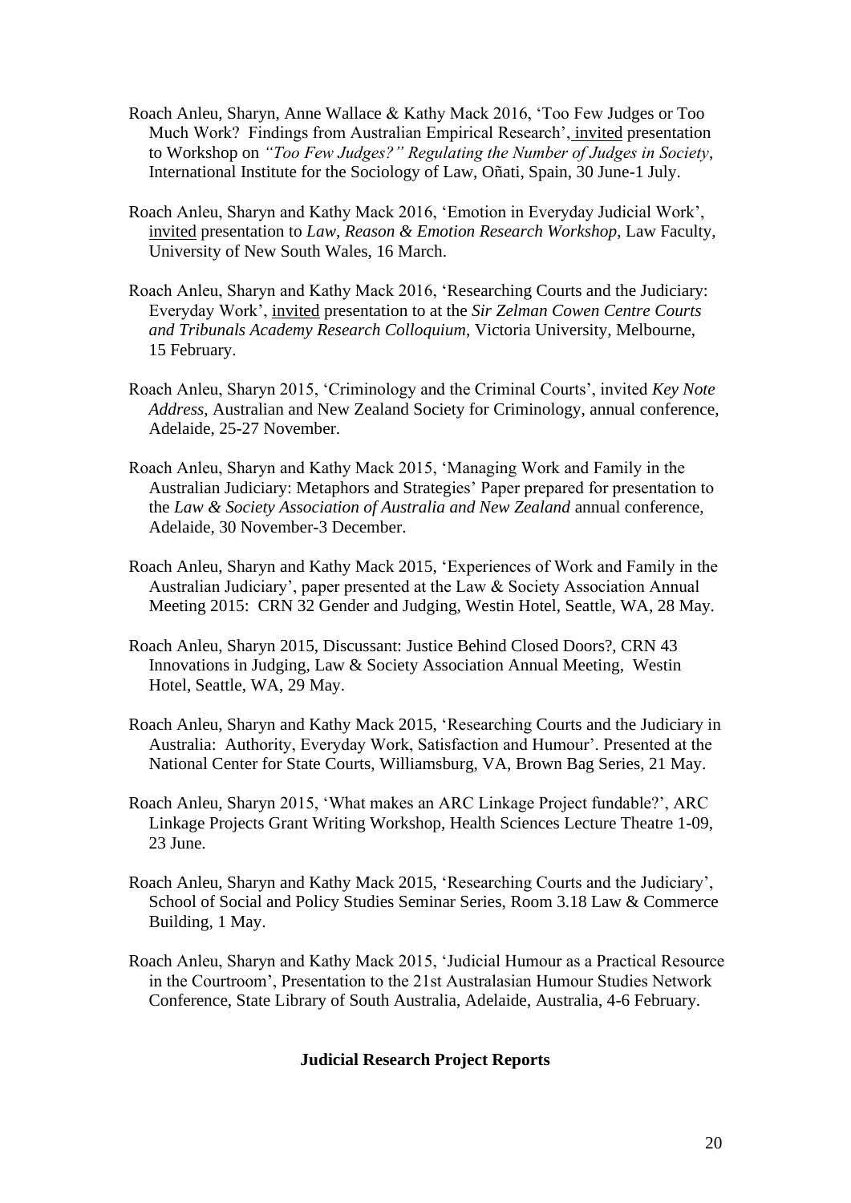Roach Anleu, Sharyn, Anne Wallace & Kathy Mack 2016, 'Too Few Judges or Too Much Work? Findings from Australian Empirical Research', invited presentation to Workshop on *"Too Few Judges?" Regulating the Number of Judges in Society*, International Institute for the Sociology of Law, Oñati, Spain, 30 June-1 July.

Roach Anleu, Sharyn and Kathy Mack 2016, 'Emotion in Everyday Judicial Work', invited presentation to *Law, Reason & Emotion Research Workshop*, Law Faculty, University of New South Wales, 16 March.

Roach Anleu, Sharyn and Kathy Mack 2016, 'Researching Courts and the Judiciary: Everyday Work', invited presentation to at the *Sir Zelman Cowen Centre Courts and Tribunals Academy Research Colloquium*, Victoria University, Melbourne, 15 February.

Roach Anleu, Sharyn 2015, 'Criminology and the Criminal Courts', invited *Key Note Address*, Australian and New Zealand Society for Criminology, annual conference, Adelaide, 25-27 November.

Roach Anleu, Sharyn and Kathy Mack 2015, 'Managing Work and Family in the Australian Judiciary: Metaphors and Strategies' Paper prepared for presentation to the *Law & Society Association of Australia and New Zealand* annual conference, Adelaide, 30 November-3 December.

Roach Anleu, Sharyn and Kathy Mack 2015, 'Experiences of Work and Family in the Australian Judiciary', paper presented at the Law & Society Association Annual Meeting 2015: CRN 32 Gender and Judging, Westin Hotel, Seattle, WA, 28 May.

Roach Anleu, Sharyn 2015, Discussant: Justice Behind Closed Doors?, CRN 43 Innovations in Judging, Law & Society Association Annual Meeting, Westin Hotel, Seattle, WA, 29 May.

Roach Anleu, Sharyn and Kathy Mack 2015, 'Researching Courts and the Judiciary in Australia: Authority, Everyday Work, Satisfaction and Humour'. Presented at the National Center for State Courts, Williamsburg, VA, Brown Bag Series, 21 May.

Roach Anleu, Sharyn 2015, 'What makes an ARC Linkage Project fundable?', ARC Linkage Projects Grant Writing Workshop, Health Sciences Lecture Theatre 1-09, 23 June.

Roach Anleu, Sharyn and Kathy Mack 2015, 'Researching Courts and the Judiciary', School of Social and Policy Studies Seminar Series, Room 3.18 Law & Commerce Building, 1 May.

Roach Anleu, Sharyn and Kathy Mack 2015, 'Judicial Humour as a Practical Resource in the Courtroom', Presentation to the 21st Australasian Humour Studies Network Conference, State Library of South Australia, Adelaide, Australia, 4-6 February.

**Judicial Research Project Reports**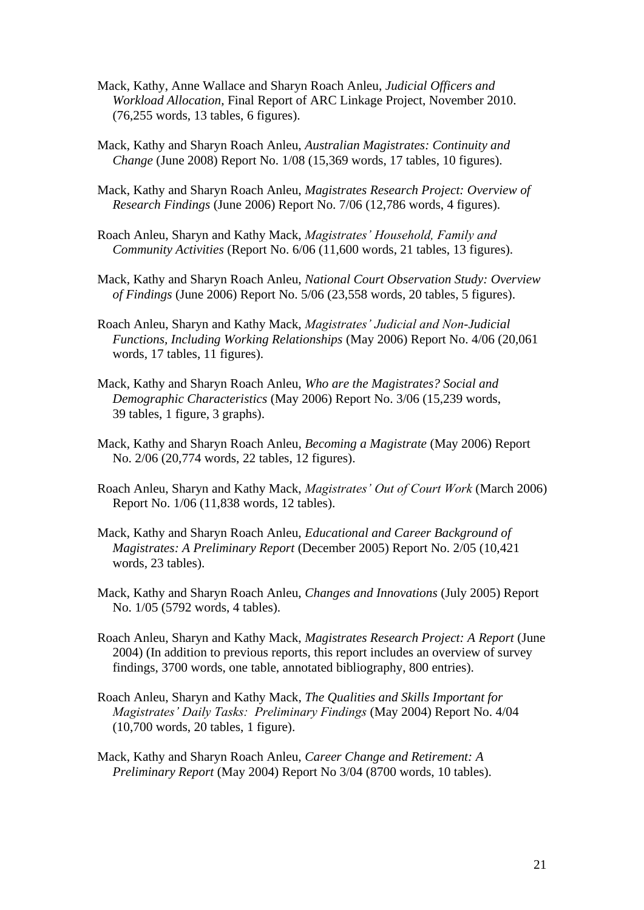Mack, Kathy, Anne Wallace and Sharyn Roach Anleu, *Judicial Officers and Workload Allocation*, Final Report of ARC Linkage Project, November 2010. (76,255 words, 13 tables, 6 figures).

Mack, Kathy and Sharyn Roach Anleu, *Australian Magistrates: Continuity and Change* (June 2008) Report No. 1/08 (15,369 words, 17 tables, 10 figures).

Mack, Kathy and Sharyn Roach Anleu, *Magistrates Research Project: Overview of Research Findings* (June 2006) Report No. 7/06 (12,786 words, 4 figures).

Roach Anleu, Sharyn and Kathy Mack, *Magistrates' Household, Family and Community Activities* (Report No. 6/06 (11,600 words, 21 tables, 13 figures).

Mack, Kathy and Sharyn Roach Anleu, *National Court Observation Study: Overview of Findings* (June 2006) Report No. 5/06 (23,558 words, 20 tables, 5 figures).

Roach Anleu, Sharyn and Kathy Mack, *Magistrates' Judicial and Non-Judicial Functions, Including Working Relationships* (May 2006) Report No. 4/06 (20,061 words, 17 tables, 11 figures).

Mack, Kathy and Sharyn Roach Anleu, *Who are the Magistrates? Social and Demographic Characteristics* (May 2006) Report No. 3/06 (15,239 words, 39 tables, 1 figure, 3 graphs).

Mack, Kathy and Sharyn Roach Anleu, *Becoming a Magistrate* (May 2006) Report No. 2/06 (20,774 words, 22 tables, 12 figures).

Roach Anleu, Sharyn and Kathy Mack, *Magistrates' Out of Court Work* (March 2006) Report No. 1/06 (11,838 words, 12 tables).

Mack, Kathy and Sharyn Roach Anleu, *Educational and Career Background of Magistrates: A Preliminary Report* (December 2005) Report No. 2/05 (10,421 words, 23 tables).

Mack, Kathy and Sharyn Roach Anleu, *Changes and Innovations* (July 2005) Report No. 1/05 (5792 words, 4 tables).

Roach Anleu, Sharyn and Kathy Mack, *Magistrates Research Project: A Report* (June 2004) (In addition to previous reports, this report includes an overview of survey findings, 3700 words, one table, annotated bibliography, 800 entries).

Roach Anleu, Sharyn and Kathy Mack, *The Qualities and Skills Important for Magistrates' Daily Tasks: Preliminary Findings* (May 2004) Report No. 4/04 (10,700 words, 20 tables, 1 figure).

Mack, Kathy and Sharyn Roach Anleu, *Career Change and Retirement: A Preliminary Report* (May 2004) Report No 3/04 (8700 words, 10 tables).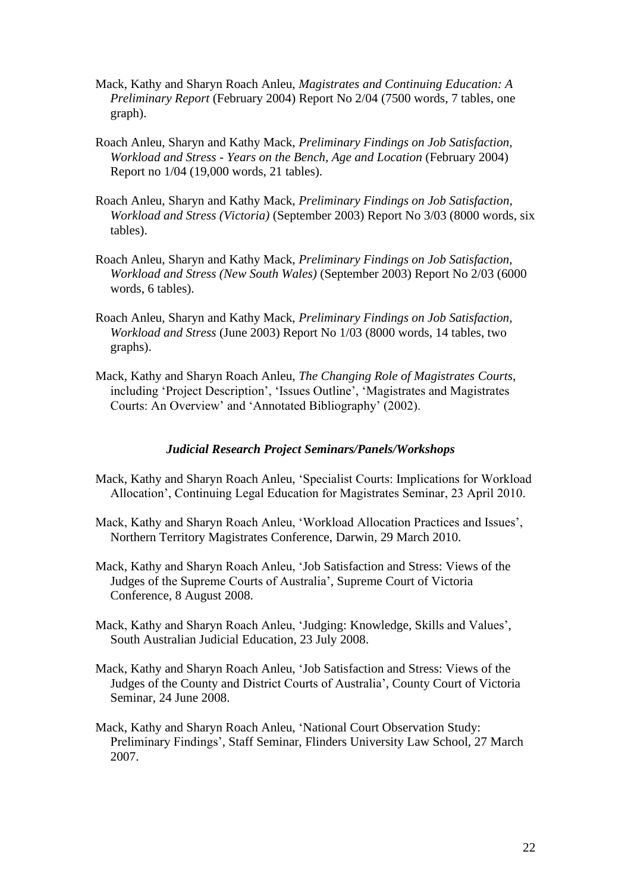Mack, Kathy and Sharyn Roach Anleu, *Magistrates and Continuing Education: A Preliminary Report* (February 2004) Report No 2/04 (7500 words, 7 tables, one graph).

Roach Anleu, Sharyn and Kathy Mack, *Preliminary Findings on Job Satisfaction, Workload and Stress - Years on the Bench, Age and Location* (February 2004) Report no 1/04 (19,000 words, 21 tables).

Roach Anleu, Sharyn and Kathy Mack, *Preliminary Findings on Job Satisfaction, Workload and Stress (Victoria)* (September 2003) Report No 3/03 (8000 words, six tables).

Roach Anleu, Sharyn and Kathy Mack, *Preliminary Findings on Job Satisfaction, Workload and Stress (New South Wales)* (September 2003) Report No 2/03 (6000 words, 6 tables).

Roach Anleu, Sharyn and Kathy Mack, *Preliminary Findings on Job Satisfaction, Workload and Stress* (June 2003) Report No 1/03 (8000 words, 14 tables, two graphs).

Mack, Kathy and Sharyn Roach Anleu, *The Changing Role of Magistrates Courts*, including 'Project Description', 'Issues Outline', 'Magistrates and Magistrates Courts: An Overview' and 'Annotated Bibliography' (2002).

### ***Judicial Research Project Seminars/Panels/Workshops***

Mack, Kathy and Sharyn Roach Anleu, 'Specialist Courts: Implications for Workload Allocation', Continuing Legal Education for Magistrates Seminar, 23 April 2010.

Mack, Kathy and Sharyn Roach Anleu, 'Workload Allocation Practices and Issues', Northern Territory Magistrates Conference, Darwin, 29 March 2010.

Mack, Kathy and Sharyn Roach Anleu, 'Job Satisfaction and Stress: Views of the Judges of the Supreme Courts of Australia', Supreme Court of Victoria Conference, 8 August 2008.

Mack, Kathy and Sharyn Roach Anleu, 'Judging: Knowledge, Skills and Values', South Australian Judicial Education, 23 July 2008.

Mack, Kathy and Sharyn Roach Anleu, 'Job Satisfaction and Stress: Views of the Judges of the County and District Courts of Australia', County Court of Victoria Seminar, 24 June 2008.

Mack, Kathy and Sharyn Roach Anleu, 'National Court Observation Study: Preliminary Findings', Staff Seminar, Flinders University Law School, 27 March 2007.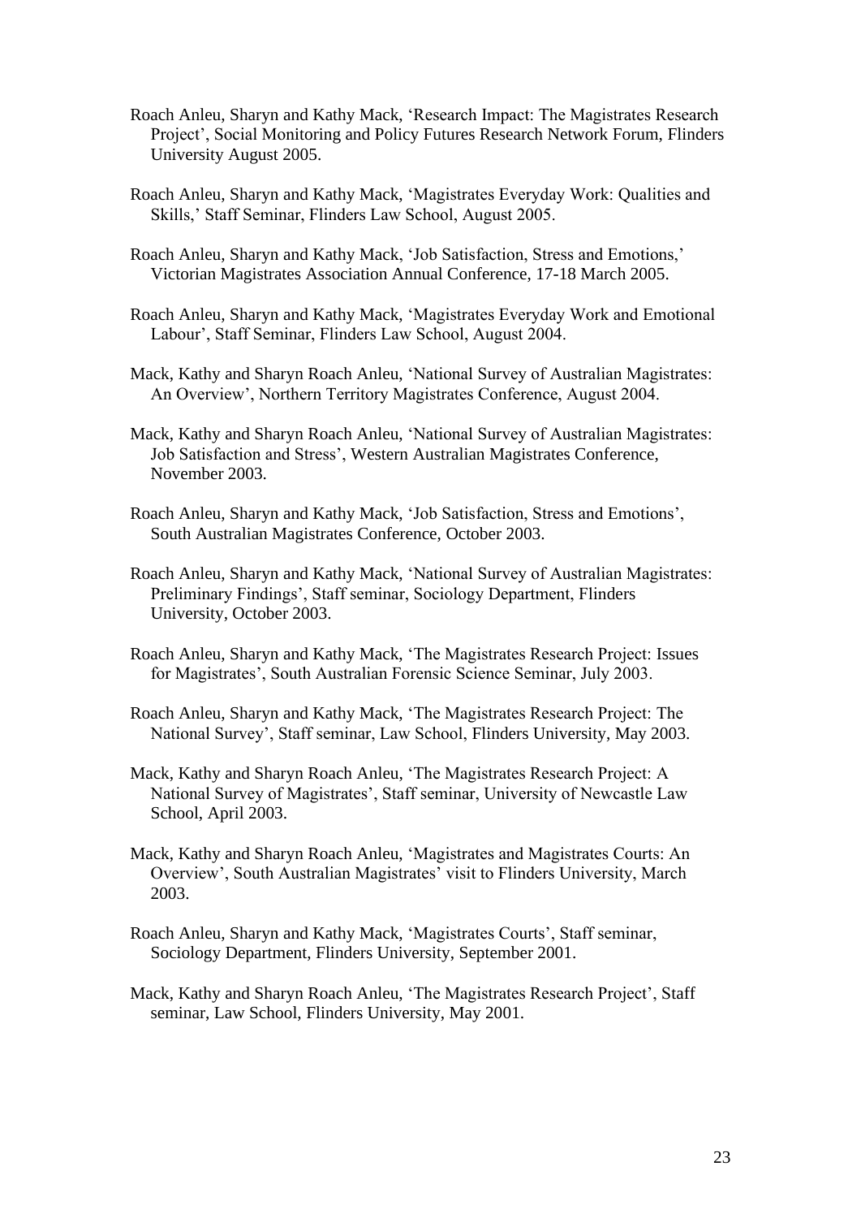Roach Anleu, Sharyn and Kathy Mack, 'Research Impact: The Magistrates Research Project', Social Monitoring and Policy Futures Research Network Forum, Flinders University August 2005.

Roach Anleu, Sharyn and Kathy Mack, 'Magistrates Everyday Work: Qualities and Skills,' Staff Seminar, Flinders Law School, August 2005.

Roach Anleu, Sharyn and Kathy Mack, 'Job Satisfaction, Stress and Emotions,' Victorian Magistrates Association Annual Conference, 17-18 March 2005.

Roach Anleu, Sharyn and Kathy Mack, 'Magistrates Everyday Work and Emotional Labour', Staff Seminar, Flinders Law School, August 2004.

Mack, Kathy and Sharyn Roach Anleu, 'National Survey of Australian Magistrates: An Overview', Northern Territory Magistrates Conference, August 2004.

Mack, Kathy and Sharyn Roach Anleu, 'National Survey of Australian Magistrates: Job Satisfaction and Stress', Western Australian Magistrates Conference, November 2003.

Roach Anleu, Sharyn and Kathy Mack, 'Job Satisfaction, Stress and Emotions', South Australian Magistrates Conference, October 2003.

Roach Anleu, Sharyn and Kathy Mack, 'National Survey of Australian Magistrates: Preliminary Findings', Staff seminar, Sociology Department, Flinders University, October 2003.

Roach Anleu, Sharyn and Kathy Mack, 'The Magistrates Research Project: Issues for Magistrates', South Australian Forensic Science Seminar, July 2003.

Roach Anleu, Sharyn and Kathy Mack, 'The Magistrates Research Project: The National Survey', Staff seminar, Law School, Flinders University, May 2003.

Mack, Kathy and Sharyn Roach Anleu, 'The Magistrates Research Project: A National Survey of Magistrates', Staff seminar, University of Newcastle Law School, April 2003.

Mack, Kathy and Sharyn Roach Anleu, 'Magistrates and Magistrates Courts: An Overview', South Australian Magistrates' visit to Flinders University, March 2003.

Roach Anleu, Sharyn and Kathy Mack, 'Magistrates Courts', Staff seminar, Sociology Department, Flinders University, September 2001.

Mack, Kathy and Sharyn Roach Anleu, 'The Magistrates Research Project', Staff seminar, Law School, Flinders University, May 2001.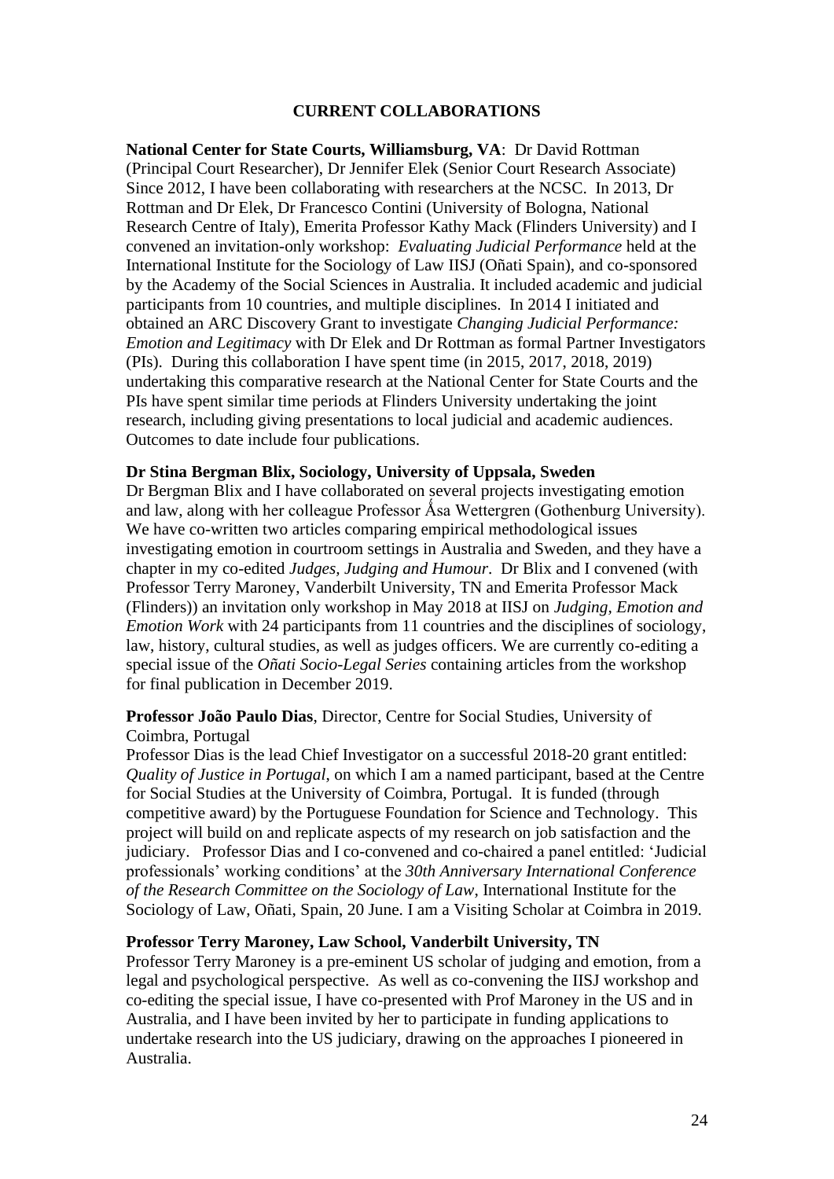## CURRENT COLLABORATIONS

**National Center for State Courts, Williamsburg, VA**: Dr David Rottman (Principal Court Researcher), Dr Jennifer Elek (Senior Court Research Associate) Since 2012, I have been collaborating with researchers at the NCSC. In 2013, Dr Rottman and Dr Elek, Dr Francesco Contini (University of Bologna, National Research Centre of Italy), Emerita Professor Kathy Mack (Flinders University) and I convened an invitation-only workshop: *Evaluating Judicial Performance* held at the International Institute for the Sociology of Law IISJ (Oñati Spain), and co-sponsored by the Academy of the Social Sciences in Australia. It included academic and judicial participants from 10 countries, and multiple disciplines. In 2014 I initiated and obtained an ARC Discovery Grant to investigate *Changing Judicial Performance: Emotion and Legitimacy* with Dr Elek and Dr Rottman as formal Partner Investigators (PIs). During this collaboration I have spent time (in 2015, 2017, 2018, 2019) undertaking this comparative research at the National Center for State Courts and the PIs have spent similar time periods at Flinders University undertaking the joint research, including giving presentations to local judicial and academic audiences. Outcomes to date include four publications.

**Dr Stina Bergman Blix, Sociology, University of Uppsala, Sweden**
Dr Bergman Blix and I have collaborated on several projects investigating emotion and law, along with her colleague Professor Åsa Wettergren (Gothenburg University). We have co-written two articles comparing empirical methodological issues investigating emotion in courtroom settings in Australia and Sweden, and they have a chapter in my co-edited *Judges, Judging and Humour*. Dr Blix and I convened (with Professor Terry Maroney, Vanderbilt University, TN and Emerita Professor Mack (Flinders)) an invitation only workshop in May 2018 at IISJ on *Judging, Emotion and Emotion Work* with 24 participants from 11 countries and the disciplines of sociology, law, history, cultural studies, as well as judges officers. We are currently co-editing a special issue of the *Oñati Socio-Legal Series* containing articles from the workshop for final publication in December 2019.

**Professor João Paulo Dias**, Director, Centre for Social Studies, University of Coimbra, Portugal
Professor Dias is the lead Chief Investigator on a successful 2018-20 grant entitled: *Quality of Justice in Portugal*, on which I am a named participant, based at the Centre for Social Studies at the University of Coimbra, Portugal. It is funded (through competitive award) by the Portuguese Foundation for Science and Technology. This project will build on and replicate aspects of my research on job satisfaction and the judiciary. Professor Dias and I co-convened and co-chaired a panel entitled: 'Judicial professionals' working conditions' at the *30th Anniversary International Conference of the Research Committee on the Sociology of Law*, International Institute for the Sociology of Law, Oñati, Spain, 20 June. I am a Visiting Scholar at Coimbra in 2019.

**Professor Terry Maroney, Law School, Vanderbilt University, TN**
Professor Terry Maroney is a pre-eminent US scholar of judging and emotion, from a legal and psychological perspective. As well as co-convening the IISJ workshop and co-editing the special issue, I have co-presented with Prof Maroney in the US and in Australia, and I have been invited by her to participate in funding applications to undertake research into the US judiciary, drawing on the approaches I pioneered in Australia.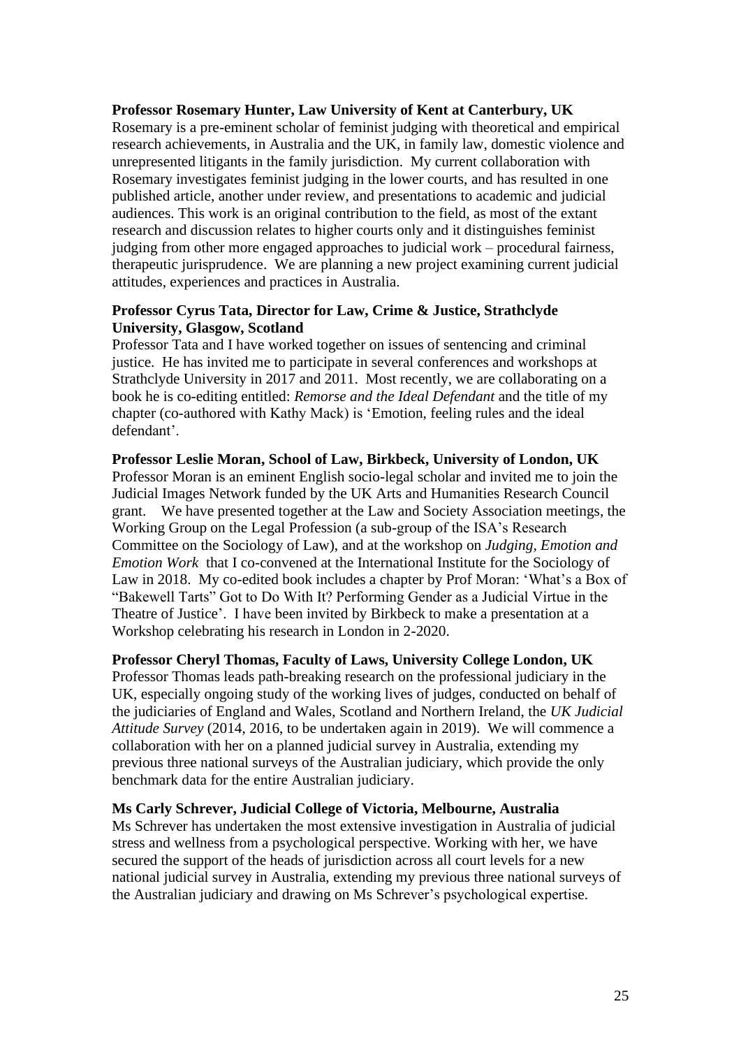**Professor Rosemary Hunter, Law University of Kent at Canterbury, UK**

Rosemary is a pre-eminent scholar of feminist judging with theoretical and empirical research achievements, in Australia and the UK, in family law, domestic violence and unrepresented litigants in the family jurisdiction. My current collaboration with Rosemary investigates feminist judging in the lower courts, and has resulted in one published article, another under review, and presentations to academic and judicial audiences. This work is an original contribution to the field, as most of the extant research and discussion relates to higher courts only and it distinguishes feminist judging from other more engaged approaches to judicial work – procedural fairness, therapeutic jurisprudence. We are planning a new project examining current judicial attitudes, experiences and practices in Australia.

**Professor Cyrus Tata, Director for Law, Crime & Justice, Strathclyde University, Glasgow, Scotland**

Professor Tata and I have worked together on issues of sentencing and criminal justice. He has invited me to participate in several conferences and workshops at Strathclyde University in 2017 and 2011. Most recently, we are collaborating on a book he is co-editing entitled: *Remorse and the Ideal Defendant* and the title of my chapter (co-authored with Kathy Mack) is 'Emotion, feeling rules and the ideal defendant'.

**Professor Leslie Moran, School of Law, Birkbeck, University of London, UK**

Professor Moran is an eminent English socio-legal scholar and invited me to join the Judicial Images Network funded by the UK Arts and Humanities Research Council grant. We have presented together at the Law and Society Association meetings, the Working Group on the Legal Profession (a sub-group of the ISA's Research Committee on the Sociology of Law), and at the workshop on *Judging, Emotion and Emotion Work* that I co-convened at the International Institute for the Sociology of Law in 2018. My co-edited book includes a chapter by Prof Moran: 'What's a Box of "Bakewell Tarts" Got to Do With It? Performing Gender as a Judicial Virtue in the Theatre of Justice'. I have been invited by Birkbeck to make a presentation at a Workshop celebrating his research in London in 2-2020.

**Professor Cheryl Thomas, Faculty of Laws, University College London, UK**

Professor Thomas leads path-breaking research on the professional judiciary in the UK, especially ongoing study of the working lives of judges, conducted on behalf of the judiciaries of England and Wales, Scotland and Northern Ireland, the *UK Judicial Attitude Survey* (2014, 2016, to be undertaken again in 2019). We will commence a collaboration with her on a planned judicial survey in Australia, extending my previous three national surveys of the Australian judiciary, which provide the only benchmark data for the entire Australian judiciary.

**Ms Carly Schrever, Judicial College of Victoria, Melbourne, Australia**

Ms Schrever has undertaken the most extensive investigation in Australia of judicial stress and wellness from a psychological perspective. Working with her, we have secured the support of the heads of jurisdiction across all court levels for a new national judicial survey in Australia, extending my previous three national surveys of the Australian judiciary and drawing on Ms Schrever's psychological expertise.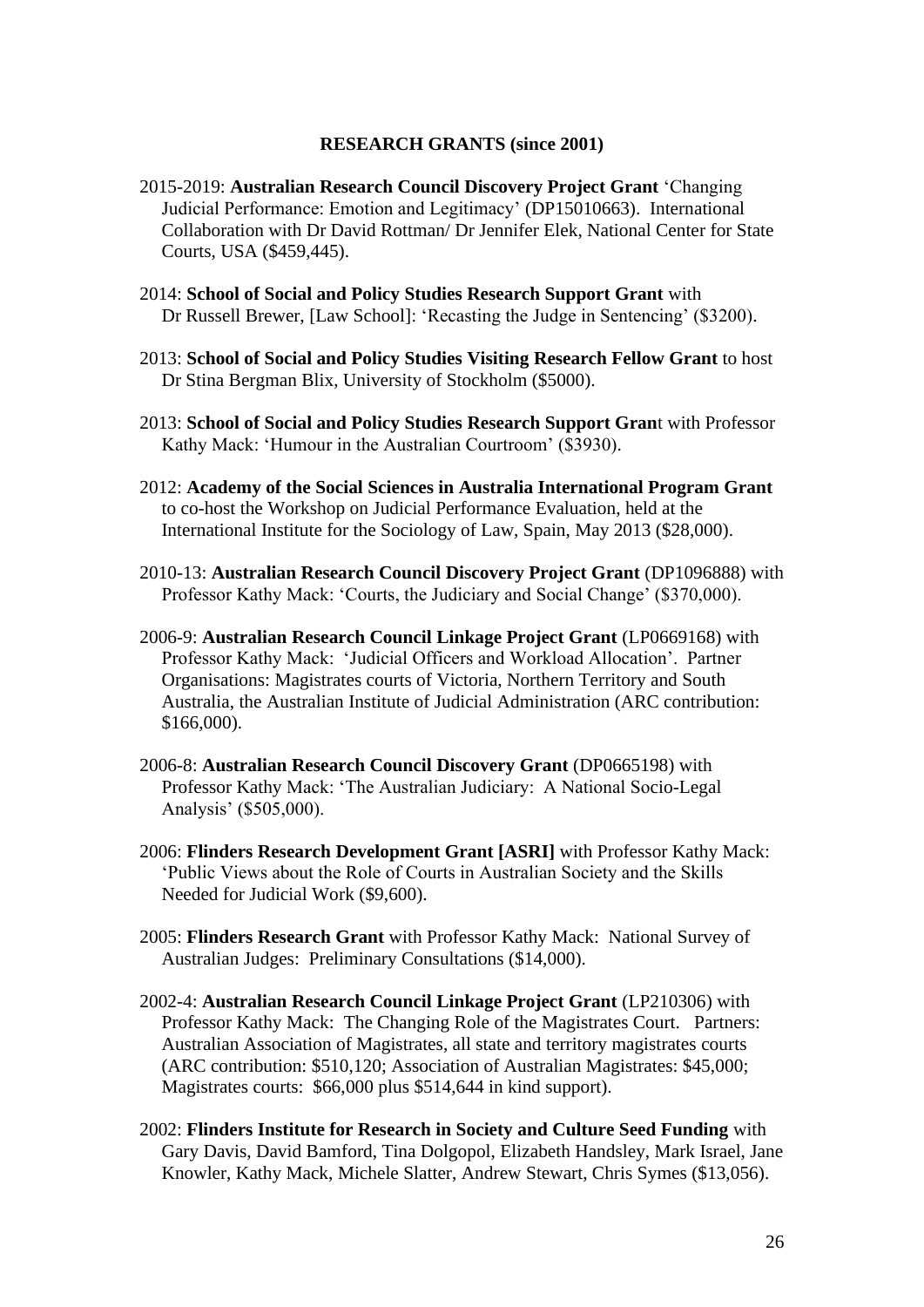**RESEARCH GRANTS (since 2001)**

2015-2019: **Australian Research Council Discovery Project Grant** 'Changing Judicial Performance: Emotion and Legitimacy' (DP15010663). International Collaboration with Dr David Rottman/ Dr Jennifer Elek, National Center for State Courts, USA ($459,445).

2014: **School of Social and Policy Studies Research Support Grant** with Dr Russell Brewer, [Law School]: 'Recasting the Judge in Sentencing' ($3200).

2013: **School of Social and Policy Studies Visiting Research Fellow Grant** to host Dr Stina Bergman Blix, University of Stockholm ($5000).

2013: **School of Social and Policy Studies Research Support Gran**t with Professor Kathy Mack: 'Humour in the Australian Courtroom' ($3930).

2012: **Academy of the Social Sciences in Australia International Program Grant** to co-host the Workshop on Judicial Performance Evaluation, held at the International Institute for the Sociology of Law, Spain, May 2013 ($28,000).

2010-13: **Australian Research Council Discovery Project Grant** (DP1096888) with Professor Kathy Mack: 'Courts, the Judiciary and Social Change' ($370,000).

2006-9: **Australian Research Council Linkage Project Grant** (LP0669168) with Professor Kathy Mack: 'Judicial Officers and Workload Allocation'. Partner Organisations: Magistrates courts of Victoria, Northern Territory and South Australia, the Australian Institute of Judicial Administration (ARC contribution: $166,000).

2006-8: **Australian Research Council Discovery Grant** (DP0665198) with Professor Kathy Mack: 'The Australian Judiciary: A National Socio-Legal Analysis' ($505,000).

2006: **Flinders Research Development Grant [ASRI]** with Professor Kathy Mack: 'Public Views about the Role of Courts in Australian Society and the Skills Needed for Judicial Work ($9,600).

2005: **Flinders Research Grant** with Professor Kathy Mack: National Survey of Australian Judges: Preliminary Consultations ($14,000).

2002-4: **Australian Research Council Linkage Project Grant** (LP210306) with Professor Kathy Mack: The Changing Role of the Magistrates Court. Partners: Australian Association of Magistrates, all state and territory magistrates courts (ARC contribution: $510,120; Association of Australian Magistrates: $45,000; Magistrates courts: $66,000 plus $514,644 in kind support).

2002: **Flinders Institute for Research in Society and Culture Seed Funding** with Gary Davis, David Bamford, Tina Dolgopol, Elizabeth Handsley, Mark Israel, Jane Knowler, Kathy Mack, Michele Slatter, Andrew Stewart, Chris Symes ($13,056).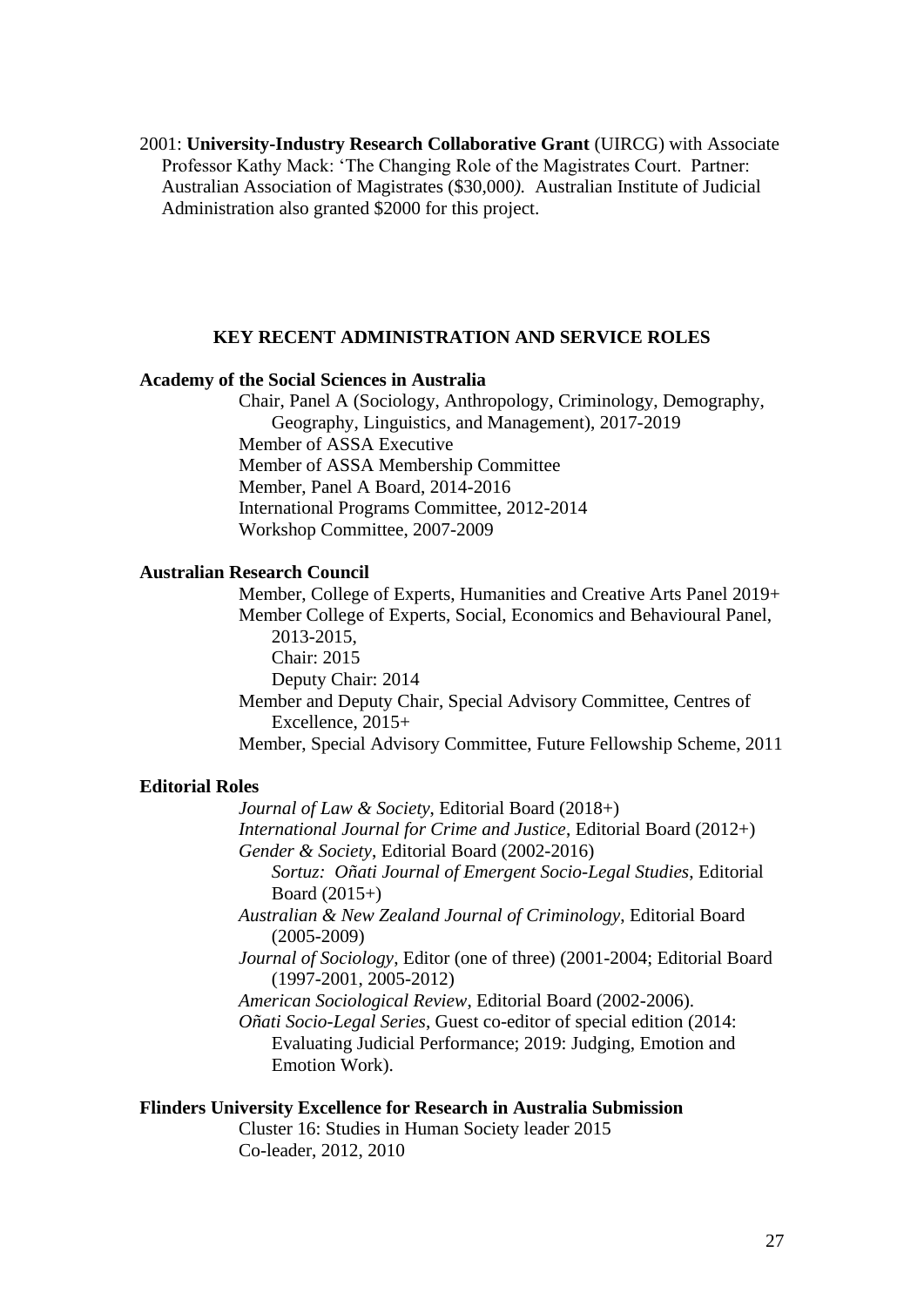2001: **University-Industry Research Collaborative Grant** (UIRCG) with Associate Professor Kathy Mack: 'The Changing Role of the Magistrates Court. Partner: Australian Association of Magistrates ($30,000*).* Australian Institute of Judicial Administration also granted $2000 for this project.

## KEY RECENT ADMINISTRATION AND SERVICE ROLES

**Academy of the Social Sciences in Australia**

Chair, Panel A (Sociology, Anthropology, Criminology, Demography, Geography, Linguistics, and Management), 2017-2019
Member of ASSA Executive
Member of ASSA Membership Committee
Member, Panel A Board, 2014-2016
International Programs Committee, 2012-2014
Workshop Committee, 2007-2009

**Australian Research Council**

Member, College of Experts, Humanities and Creative Arts Panel 2019+
Member College of Experts, Social, Economics and Behavioural Panel, 2013-2015,
Chair: 2015
Deputy Chair: 2014
Member and Deputy Chair, Special Advisory Committee, Centres of Excellence, 2015+
Member, Special Advisory Committee, Future Fellowship Scheme, 2011

**Editorial Roles**

*Journal of Law & Society*, Editorial Board (2018+)
*International Journal for Crime and Justice*, Editorial Board (2012+)
*Gender & Society*, Editorial Board (2002-2016)
*Sortuz: Oñati Journal of Emergent Socio-Legal Studies*, Editorial Board (2015+)
*Australian & New Zealand Journal of Criminology*, Editorial Board (2005-2009)
*Journal of Sociology*, Editor (one of three) (2001-2004; Editorial Board (1997-2001, 2005-2012)
*American Sociological Review*, Editorial Board (2002-2006).
*Oñati Socio-Legal Series*, Guest co-editor of special edition (2014: Evaluating Judicial Performance; 2019: Judging, Emotion and Emotion Work).

**Flinders University Excellence for Research in Australia Submission**

Cluster 16: Studies in Human Society leader 2015
Co-leader, 2012, 2010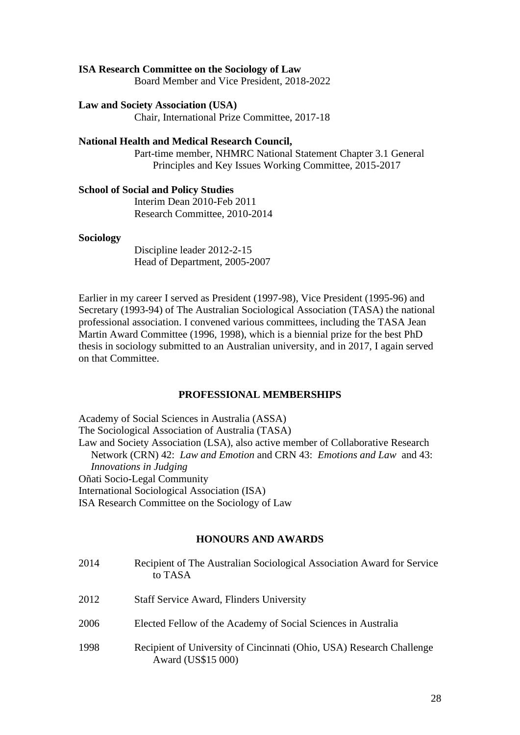**ISA Research Committee on the Sociology of Law**
Board Member and Vice President, 2018-2022

**Law and Society Association (USA)**
Chair, International Prize Committee, 2017-18

**National Health and Medical Research Council,**
Part-time member, NHMRC National Statement Chapter 3.1 General Principles and Key Issues Working Committee, 2015-2017

**School of Social and Policy Studies**
Interim Dean 2010-Feb 2011
Research Committee, 2010-2014

**Sociology**
Discipline leader 2012-2-15
Head of Department, 2005-2007

Earlier in my career I served as President (1997-98), Vice President (1995-96) and Secretary (1993-94) of The Australian Sociological Association (TASA) the national professional association. I convened various committees, including the TASA Jean Martin Award Committee (1996, 1998), which is a biennial prize for the best PhD thesis in sociology submitted to an Australian university, and in 2017, I again served on that Committee.

## PROFESSIONAL MEMBERSHIPS

Academy of Social Sciences in Australia (ASSA)
The Sociological Association of Australia (TASA)
Law and Society Association (LSA), also active member of Collaborative Research Network (CRN) 42: *Law and Emotion* and CRN 43: *Emotions and Law* and 43: *Innovations in Judging*
Oñati Socio-Legal Community
International Sociological Association (ISA)
ISA Research Committee on the Sociology of Law

## HONOURS AND AWARDS

2014 Recipient of The Australian Sociological Association Award for Service to TASA

2012 Staff Service Award, Flinders University

2006 Elected Fellow of the Academy of Social Sciences in Australia

1998 Recipient of University of Cincinnati (Ohio, USA) Research Challenge Award (US$15 000)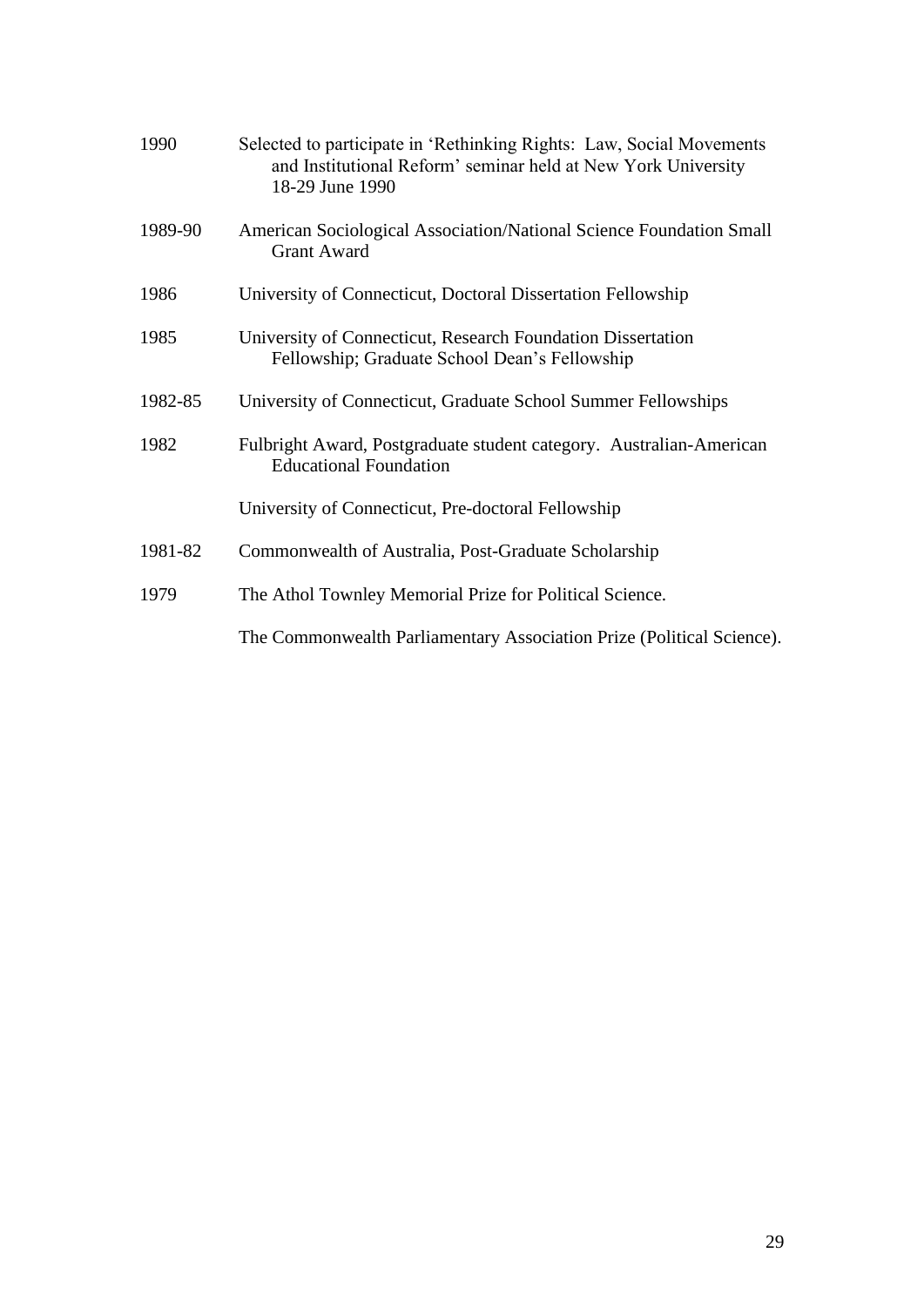| | |
|---|---|
| 1990 | Selected to participate in 'Rethinking Rights: Law, Social Movements and Institutional Reform' seminar held at New York University 18-29 June 1990 |
| 1989-90 | American Sociological Association/National Science Foundation Small Grant Award |
| 1986 | University of Connecticut, Doctoral Dissertation Fellowship |
| 1985 | University of Connecticut, Research Foundation Dissertation Fellowship; Graduate School Dean's Fellowship |
| 1982-85 | University of Connecticut, Graduate School Summer Fellowships |
| 1982 | Fulbright Award, Postgraduate student category. Australian-American Educational Foundation |
| | University of Connecticut, Pre-doctoral Fellowship |
| 1981-82 | Commonwealth of Australia, Post-Graduate Scholarship |
| 1979 | The Athol Townley Memorial Prize for Political Science. |
| | The Commonwealth Parliamentary Association Prize (Political Science). |